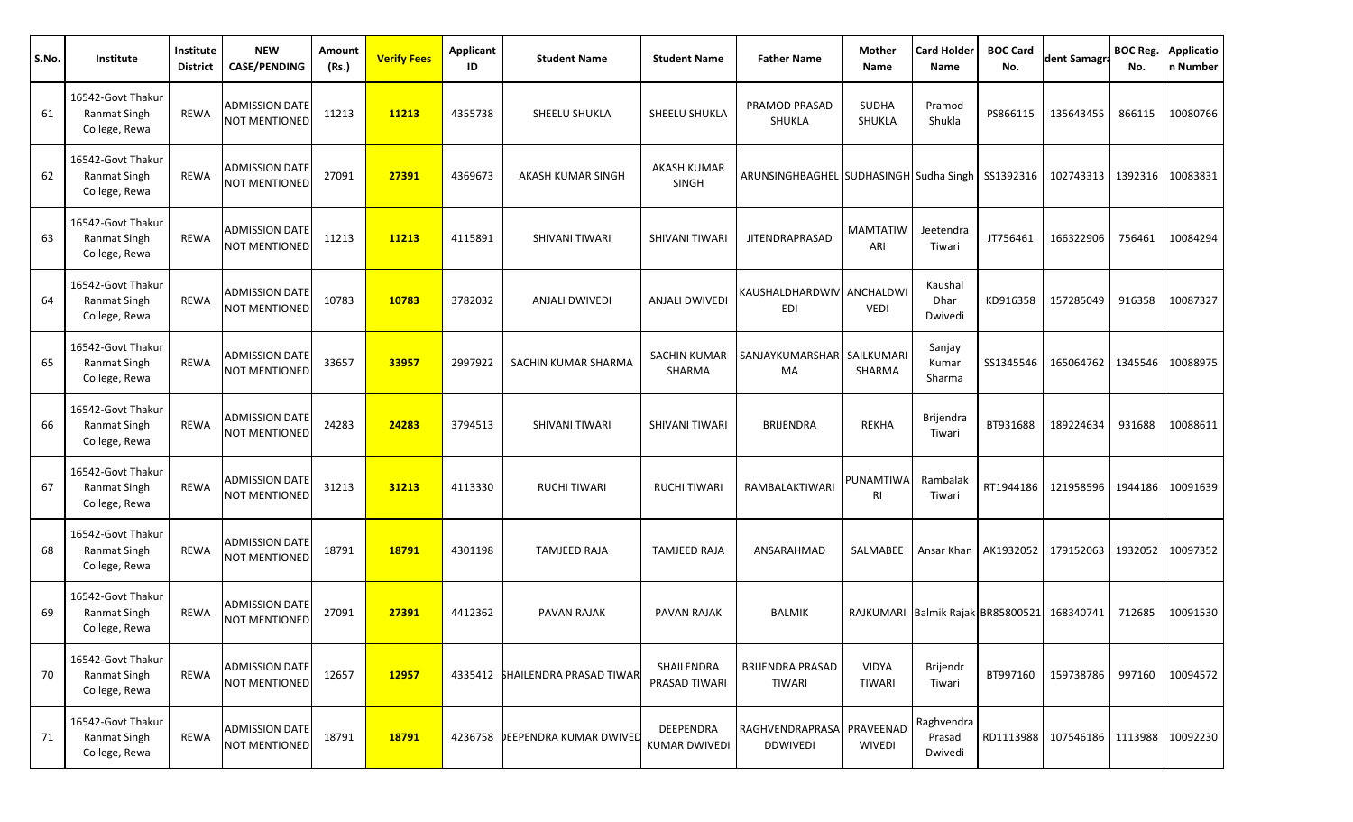| S.No. | Institute | Institute District | NEW CASE/PENDING | Amount (Rs.) | Verify Fees | Applicant ID | Student Name | Student Name | Father Name | Mother Name | Card Holder Name | BOC Card No. | dent Samagra | BOC Reg. No. | Application Number |
|---|---|---|---|---|---|---|---|---|---|---|---|---|---|---|---|
| 61 | 16542-Govt Thakur Ranmat Singh College, Rewa | REWA | ADMISSION DATE NOT MENTIONED | 11213 | 11213 | 4355738 | SHEELU SHUKLA | SHEELU SHUKLA | PRAMOD PRASAD SHUKLA | SUDHA SHUKLA | Pramod Shukla | PS866115 | 135643455 | 866115 | 10080766 |
| 62 | 16542-Govt Thakur Ranmat Singh College, Rewa | REWA | ADMISSION DATE NOT MENTIONED | 27091 | 27391 | 4369673 | AKASH KUMAR SINGH | AKASH KUMAR SINGH | ARUNSINGHBAGHEL | SUDHASINGH | Sudha Singh | SS1392316 | 102743313 | 1392316 | 10083831 |
| 63 | 16542-Govt Thakur Ranmat Singh College, Rewa | REWA | ADMISSION DATE NOT MENTIONED | 11213 | 11213 | 4115891 | SHIVANI TIWARI | SHIVANI TIWARI | JITENDRAPRASAD | MAMTATIWARI | Jeetendra Tiwari | JT756461 | 166322906 | 756461 | 10084294 |
| 64 | 16542-Govt Thakur Ranmat Singh College, Rewa | REWA | ADMISSION DATE NOT MENTIONED | 10783 | 10783 | 3782032 | ANJALI DWIVEDI | ANJALI DWIVEDI | KAUSHALDHARDWIVEDI | ANCHALDWIVEDI | Kaushal Dhar Dwivedi | KD916358 | 157285049 | 916358 | 10087327 |
| 65 | 16542-Govt Thakur Ranmat Singh College, Rewa | REWA | ADMISSION DATE NOT MENTIONED | 33657 | 33957 | 2997922 | SACHIN KUMAR SHARMA | SACHIN KUMAR SHARMA | SANJAYKUMARSHARMA | SAILKUMARI SHARMA | Sanjay Kumar Sharma | SS1345546 | 165064762 | 1345546 | 10088975 |
| 66 | 16542-Govt Thakur Ranmat Singh College, Rewa | REWA | ADMISSION DATE NOT MENTIONED | 24283 | 24283 | 3794513 | SHIVANI TIWARI | SHIVANI TIWARI | BRIJENDRA | REKHA | Brijendra Tiwari | BT931688 | 189224634 | 931688 | 10088611 |
| 67 | 16542-Govt Thakur Ranmat Singh College, Rewa | REWA | ADMISSION DATE NOT MENTIONED | 31213 | 31213 | 4113330 | RUCHI TIWARI | RUCHI TIWARI | RAMBALAKTIWARI | PUNAMTIWARI | Rambalak Tiwari | RT1944186 | 121958596 | 1944186 | 10091639 |
| 68 | 16542-Govt Thakur Ranmat Singh College, Rewa | REWA | ADMISSION DATE NOT MENTIONED | 18791 | 18791 | 4301198 | TAMJEED RAJA | TAMJEED RAJA | ANSARAHMAD | SALMABEE | Ansar Khan | AK1932052 | 179152063 | 1932052 | 10097352 |
| 69 | 16542-Govt Thakur Ranmat Singh College, Rewa | REWA | ADMISSION DATE NOT MENTIONED | 27091 | 27391 | 4412362 | PAVAN RAJAK | PAVAN RAJAK | BALMIK | RAJKUMARI | Balmik Rajak | BR85800521 | 168340741 | 712685 | 10091530 |
| 70 | 16542-Govt Thakur Ranmat Singh College, Rewa | REWA | ADMISSION DATE NOT MENTIONED | 12657 | 12957 | 4335412 | SHAILENDRA PRASAD TIWARI | SHAILENDRA PRASAD TIWARI | BRIJENDRA PRASAD TIWARI | VIDYA TIWARI | Brijendr Tiwari | BT997160 | 159738786 | 997160 | 10094572 |
| 71 | 16542-Govt Thakur Ranmat Singh College, Rewa | REWA | ADMISSION DATE NOT MENTIONED | 18791 | 18791 | 4236758 | DEEPENDRA KUMAR DWIVEDI | DEEPENDRA KUMAR DWIVEDI | RAGHVENDRAPRASA DDWIVEDI | PRAVEENADWIVEDI | Raghvendra Prasad Dwivedi | RD1113988 | 107546186 | 1113988 | 10092230 |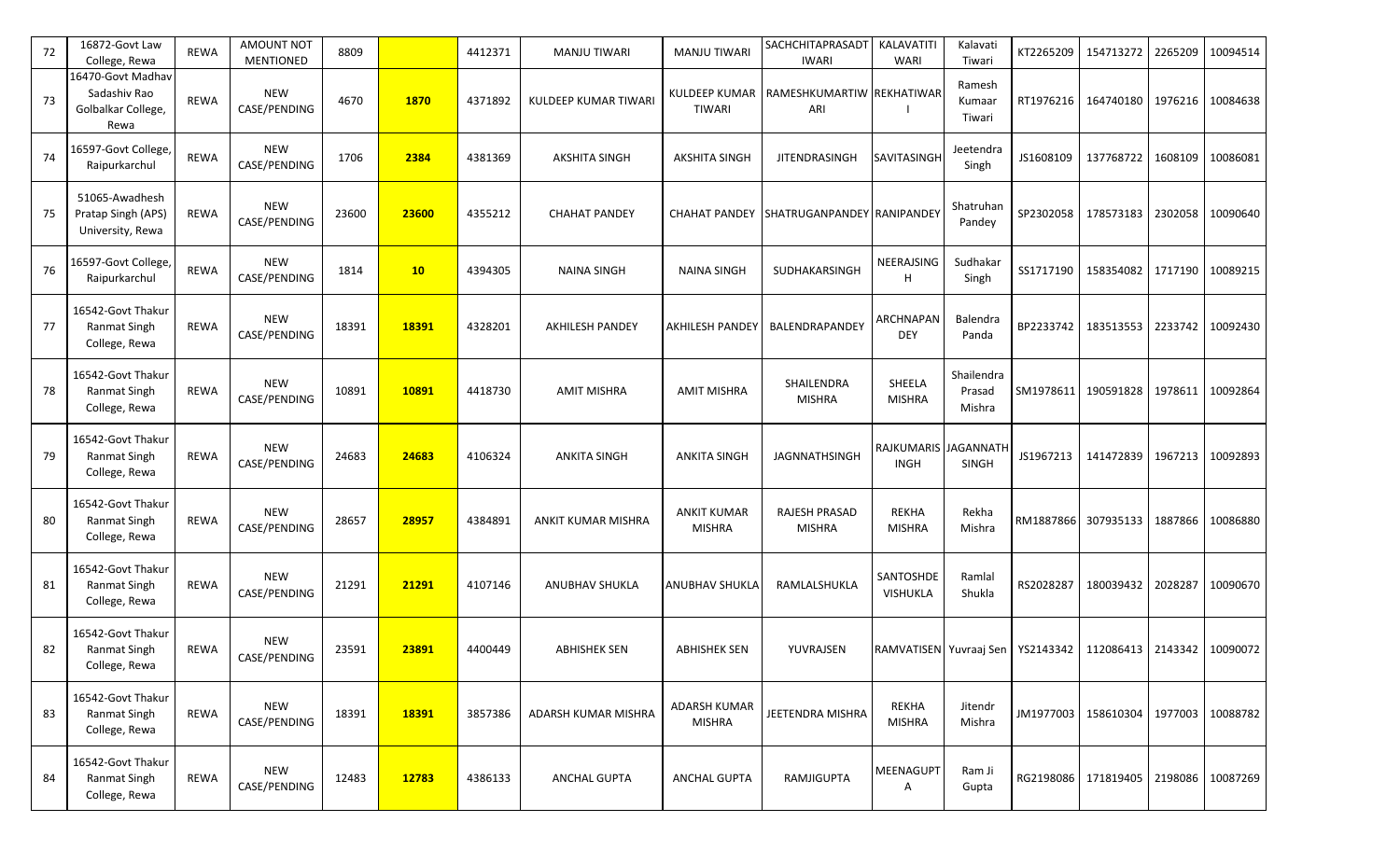| 72 | 16872-Govt Law College, Rewa | REWA | AMOUNT NOT MENTIONED | 8809 | | 4412371 | MANJU TIWARI | MANJU TIWARI | SACHCHITAPRASADT IWARI | KALAVATITI WARI | Kalavati Tiwari | KT2265209 | 154713272 | 2265209 | 10094514 |
|---|---|---|---|---|---|---|---|---|---|---|---|---|---|---|---|
| 73 | 16470-Govt Madhav Sadashiv Rao Golbalkar College, Rewa | REWA | NEW CASE/PENDING | 4670 | **1870** | 4371892 | KULDEEP KUMAR TIWARI | KULDEEP KUMAR TIWARI | RAMESHKUMARTIW ARI | REKHATIWAR I | Ramesh Kumaar Tiwari | RT1976216 | 164740180 | 1976216 | 10084638 |
| 74 | 16597-Govt College, Raipurkarchul | REWA | NEW CASE/PENDING | 1706 | **2384** | 4381369 | AKSHITA SINGH | AKSHITA SINGH | JITENDRASINGH | SAVITASINGH | Jeetendra Singh | JS1608109 | 137768722 | 1608109 | 10086081 |
| 75 | 51065-Awadhesh Pratap Singh (APS) University, Rewa | REWA | NEW CASE/PENDING | 23600 | **23600** | 4355212 | CHAHAT PANDEY | CHAHAT PANDEY | SHATRUGANPANDEY | RANIPANDEY | Shatruhan Pandey | SP2302058 | 178573183 | 2302058 | 10090640 |
| 76 | 16597-Govt College, Raipurkarchul | REWA | NEW CASE/PENDING | 1814 | **10** | 4394305 | NAINA SINGH | NAINA SINGH | SUDHAKARSINGH | NEERAJSING H | Sudhakar Singh | SS1717190 | 158354082 | 1717190 | 10089215 |
| 77 | 16542-Govt Thakur Ranmat Singh College, Rewa | REWA | NEW CASE/PENDING | 18391 | **18391** | 4328201 | AKHILESH PANDEY | AKHILESH PANDEY | BALENDRAPANDEY | ARCHNAPAN DEY | Balendra Panda | BP2233742 | 183513553 | 2233742 | 10092430 |
| 78 | 16542-Govt Thakur Ranmat Singh College, Rewa | REWA | NEW CASE/PENDING | 10891 | **10891** | 4418730 | AMIT MISHRA | AMIT MISHRA | SHAILENDRA MISHRA | SHEELA MISHRA | Shailendra Prasad Mishra | SM1978611 | 190591828 | 1978611 | 10092864 |
| 79 | 16542-Govt Thakur Ranmat Singh College, Rewa | REWA | NEW CASE/PENDING | 24683 | **24683** | 4106324 | ANKITA SINGH | ANKITA SINGH | JAGNNATHSINGH | RAJKUMARIS INGH | JAGANNATH SINGH | JS1967213 | 141472839 | 1967213 | 10092893 |
| 80 | 16542-Govt Thakur Ranmat Singh College, Rewa | REWA | NEW CASE/PENDING | 28657 | **28957** | 4384891 | ANKIT KUMAR MISHRA | ANKIT KUMAR MISHRA | RAJESH PRASAD MISHRA | REKHA MISHRA | Rekha Mishra | RM1887866 | 307935133 | 1887866 | 10086880 |
| 81 | 16542-Govt Thakur Ranmat Singh College, Rewa | REWA | NEW CASE/PENDING | 21291 | **21291** | 4107146 | ANUBHAV SHUKLA | ANUBHAV SHUKLA | RAMLALSHUKLA | SANTOSHDE VISHUKLA | Ramlal Shukla | RS2028287 | 180039432 | 2028287 | 10090670 |
| 82 | 16542-Govt Thakur Ranmat Singh College, Rewa | REWA | NEW CASE/PENDING | 23591 | **23891** | 4400449 | ABHISHEK SEN | ABHISHEK SEN | YUVRAJSEN | RAMVATISEN | Yuvraaj Sen | YS2143342 | 112086413 | 2143342 | 10090072 |
| 83 | 16542-Govt Thakur Ranmat Singh College, Rewa | REWA | NEW CASE/PENDING | 18391 | **18391** | 3857386 | ADARSH KUMAR MISHRA | ADARSH KUMAR MISHRA | JEETENDRA MISHRA | REKHA MISHRA | Jitendr Mishra | JM1977003 | 158610304 | 1977003 | 10088782 |
| 84 | 16542-Govt Thakur Ranmat Singh College, Rewa | REWA | NEW CASE/PENDING | 12483 | **12783** | 4386133 | ANCHAL GUPTA | ANCHAL GUPTA | RAMJIGUPTA | MEENAGUPT A | Ram Ji Gupta | RG2198086 | 171819405 | 2198086 | 10087269 |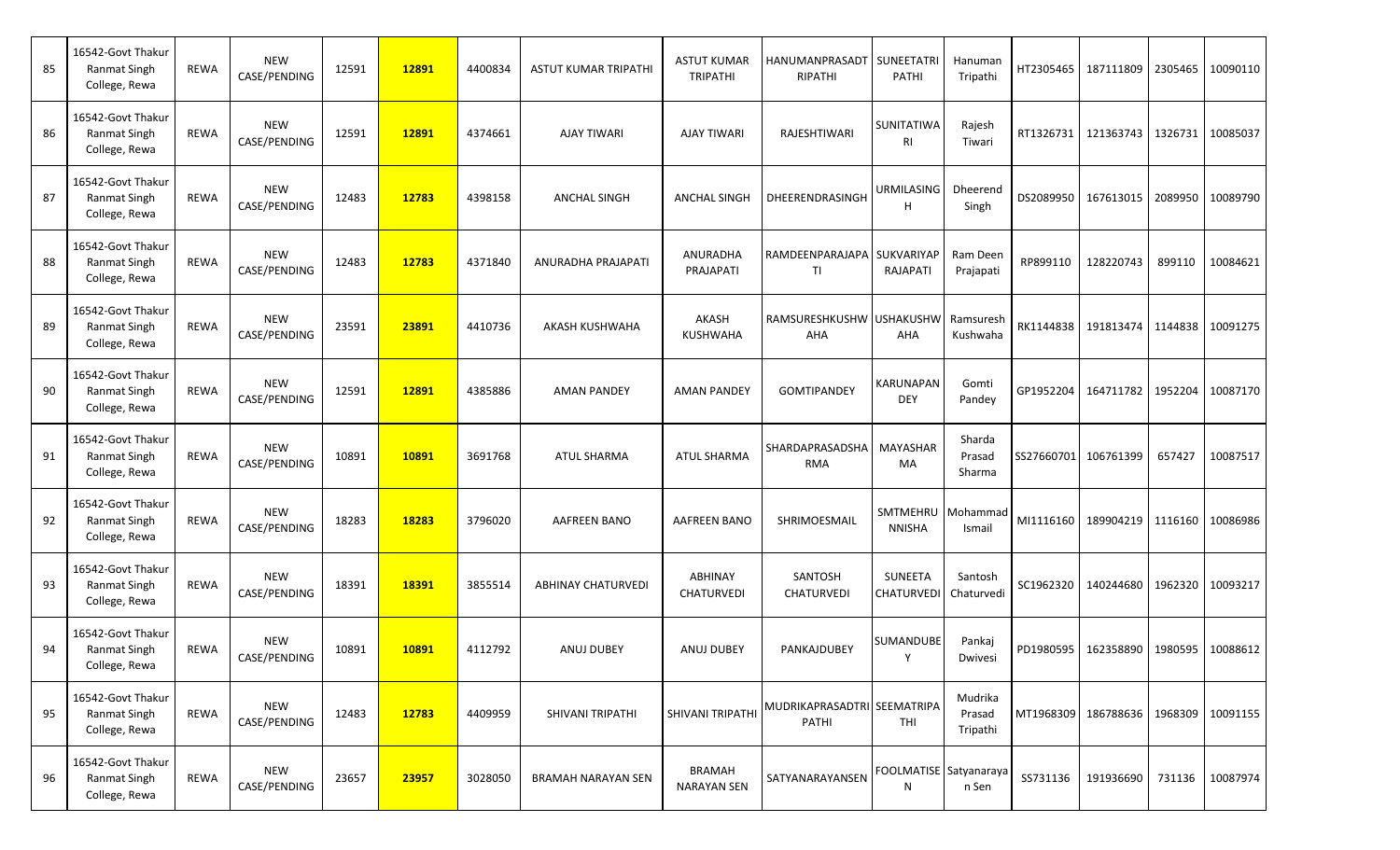| 85 | 16542-Govt Thakur Ranmat Singh College, Rewa | REWA | NEW CASE/PENDING | 12591 | 12891 | 4400834 | ASTUT KUMAR TRIPATHI | ASTUT KUMAR TRIPATHI | HANUMANPRASADT RIPATHI | SUNEETATRI PATHI | Hanuman Tripathi | HT2305465 | 187111809 | 2305465 | 10090110 |
|---|---|---|---|---|---|---|---|---|---|---|---|---|---|---|---|
| 86 | 16542-Govt Thakur Ranmat Singh College, Rewa | REWA | NEW CASE/PENDING | 12591 | 12891 | 4374661 | AJAY TIWARI | AJAY TIWARI | RAJESHTIWARI | SUNITATIWA RI | Rajesh Tiwari | RT1326731 | 121363743 | 1326731 | 10085037 |
| 87 | 16542-Govt Thakur Ranmat Singh College, Rewa | REWA | NEW CASE/PENDING | 12483 | 12783 | 4398158 | ANCHAL SINGH | ANCHAL SINGH | DHEERENDRASINGH | URMILASING H | Dheerend Singh | DS2089950 | 167613015 | 2089950 | 10089790 |
| 88 | 16542-Govt Thakur Ranmat Singh College, Rewa | REWA | NEW CASE/PENDING | 12483 | 12783 | 4371840 | ANURADHA PRAJAPATI | ANURADHA PRAJAPATI | RAMDEENPARAJAPA TI | SUKVARIYAP RAJAPATI | Ram Deen Prajapati | RP899110 | 128220743 | 899110 | 10084621 |
| 89 | 16542-Govt Thakur Ranmat Singh College, Rewa | REWA | NEW CASE/PENDING | 23591 | 23891 | 4410736 | AKASH KUSHWAHA | AKASH KUSHWAHA | RAMSURESHKUSHW AHA | USHAKUSHW AHA | Ramsuresh Kushwaha | RK1144838 | 191813474 | 1144838 | 10091275 |
| 90 | 16542-Govt Thakur Ranmat Singh College, Rewa | REWA | NEW CASE/PENDING | 12591 | 12891 | 4385886 | AMAN PANDEY | AMAN PANDEY | GOMTIPANDEY | KARUNAPAN DEY | Gomti Pandey | GP1952204 | 164711782 | 1952204 | 10087170 |
| 91 | 16542-Govt Thakur Ranmat Singh College, Rewa | REWA | NEW CASE/PENDING | 10891 | 10891 | 3691768 | ATUL SHARMA | ATUL SHARMA | SHARDAPRASADSHA RMA | MAYASHAR MA | Sharda Prasad Sharma | SS27660701 | 106761399 | 657427 | 10087517 |
| 92 | 16542-Govt Thakur Ranmat Singh College, Rewa | REWA | NEW CASE/PENDING | 18283 | 18283 | 3796020 | AAFREEN BANO | AAFREEN BANO | SHRIMOESMAIL | SMTMEHRU NNISHA | Mohammad Ismail | MI1116160 | 189904219 | 1116160 | 10086986 |
| 93 | 16542-Govt Thakur Ranmat Singh College, Rewa | REWA | NEW CASE/PENDING | 18391 | 18391 | 3855514 | ABHINAY CHATURVEDI | ABHINAY CHATURVEDI | SANTOSH CHATURVEDI | SUNEETA CHATURVEDI | Santosh Chaturvedi | SC1962320 | 140244680 | 1962320 | 10093217 |
| 94 | 16542-Govt Thakur Ranmat Singh College, Rewa | REWA | NEW CASE/PENDING | 10891 | 10891 | 4112792 | ANUJ DUBEY | ANUJ DUBEY | PANKAJDUBEY | SUMANDUBE Y | Pankaj Dwivesi | PD1980595 | 162358890 | 1980595 | 10088612 |
| 95 | 16542-Govt Thakur Ranmat Singh College, Rewa | REWA | NEW CASE/PENDING | 12483 | 12783 | 4409959 | SHIVANI TRIPATHI | SHIVANI TRIPATHI | MUDRIKAPRASADTRI PATHI | SEEMATRIPA THI | Mudrika Prasad Tripathi | MT1968309 | 186788636 | 1968309 | 10091155 |
| 96 | 16542-Govt Thakur Ranmat Singh College, Rewa | REWA | NEW CASE/PENDING | 23657 | 23957 | 3028050 | BRAMAH NARAYAN SEN | BRAMAH NARAYAN SEN | SATYANARAYANSEN | FOOLMATISE N | Satyanarayan Sen | SS731136 | 191936690 | 731136 | 10087974 |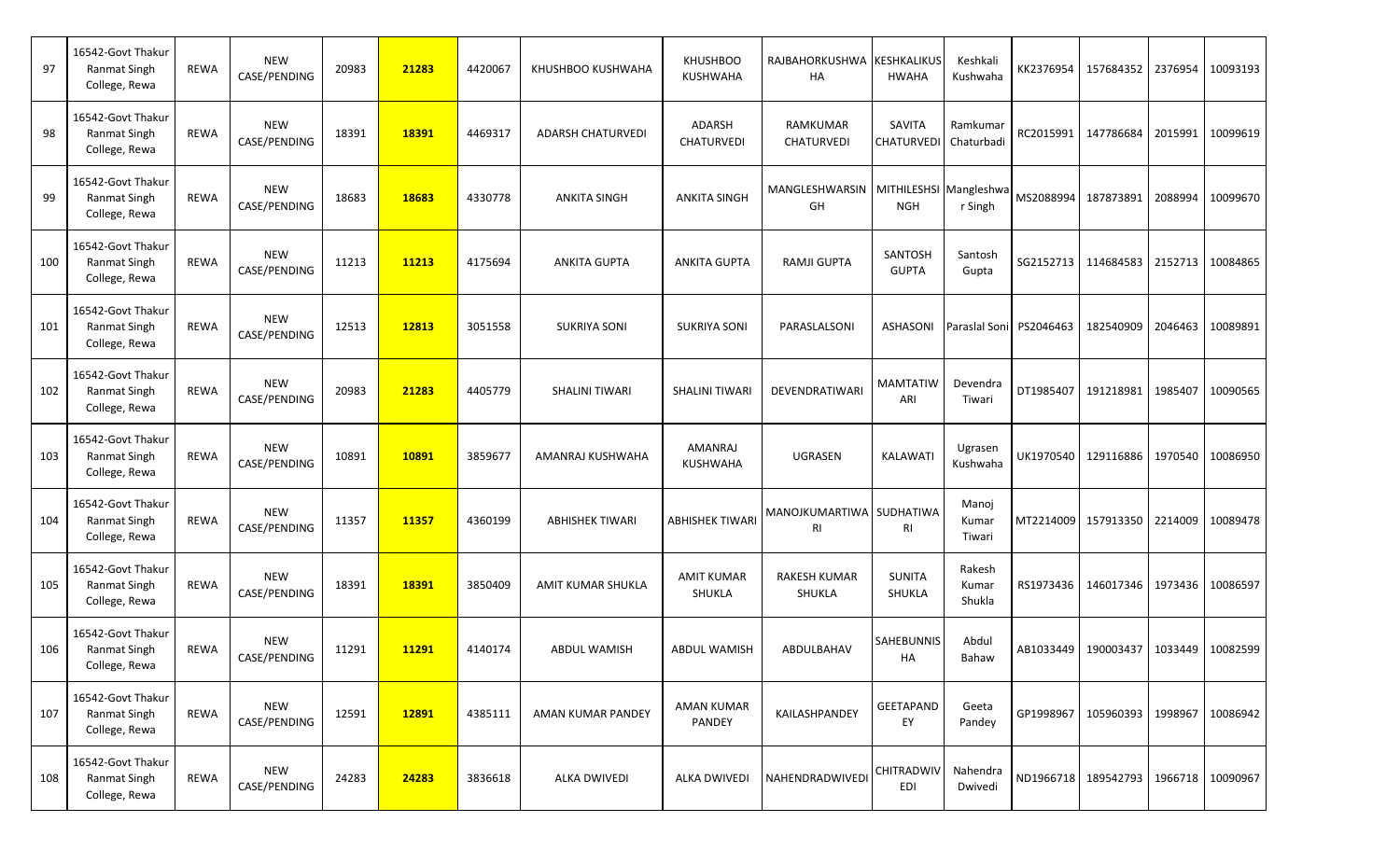| 97 | 16542-Govt Thakur Ranmat Singh College, Rewa | REWA | NEW CASE/PENDING | 20983 | 21283 | 4420067 | KHUSHBOO KUSHWAHA | KHUSHBOO KUSHWAHA | RAJBAHORKUSHWAHA | KESHKALIKUSHWAHA | Keshkali Kushwaha | KK2376954 | 157684352 | 2376954 | 10093193 |
|---|---|---|---|---|---|---|---|---|---|---|---|---|---|---|---|
| 98 | 16542-Govt Thakur Ranmat Singh College, Rewa | REWA | NEW CASE/PENDING | 18391 | 18391 | 4469317 | ADARSH CHATURVEDI | ADARSH CHATURVEDI | RAMKUMAR CHATURVEDI | SAVITA CHATURVEDI | Ramkumar Chaturbadi | RC2015991 | 147786684 | 2015991 | 10099619 |
| 99 | 16542-Govt Thakur Ranmat Singh College, Rewa | REWA | NEW CASE/PENDING | 18683 | 18683 | 4330778 | ANKITA SINGH | ANKITA SINGH | MANGLESHWARSINGH | MITHILESHSINGH | Mangleshwar Singh | MS2088994 | 187873891 | 2088994 | 10099670 |
| 100 | 16542-Govt Thakur Ranmat Singh College, Rewa | REWA | NEW CASE/PENDING | 11213 | 11213 | 4175694 | ANKITA GUPTA | ANKITA GUPTA | RAMJI GUPTA | SANTOSH GUPTA | Santosh Gupta | SG2152713 | 114684583 | 2152713 | 10084865 |
| 101 | 16542-Govt Thakur Ranmat Singh College, Rewa | REWA | NEW CASE/PENDING | 12513 | 12813 | 3051558 | SUKRIYA SONI | SUKRIYA SONI | PARASLALSONI | ASHASONI | Paraslal Soni | PS2046463 | 182540909 | 2046463 | 10089891 |
| 102 | 16542-Govt Thakur Ranmat Singh College, Rewa | REWA | NEW CASE/PENDING | 20983 | 21283 | 4405779 | SHALINI TIWARI | SHALINI TIWARI | DEVENDRATIWARI | MAMTATIWARI | Devendra Tiwari | DT1985407 | 191218981 | 1985407 | 10090565 |
| 103 | 16542-Govt Thakur Ranmat Singh College, Rewa | REWA | NEW CASE/PENDING | 10891 | 10891 | 3859677 | AMANRAJ KUSHWAHA | AMANRAJ KUSHWAHA | UGRASEN | KALAWATI | Ugrasen Kushwaha | UK1970540 | 129116886 | 1970540 | 10086950 |
| 104 | 16542-Govt Thakur Ranmat Singh College, Rewa | REWA | NEW CASE/PENDING | 11357 | 11357 | 4360199 | ABHISHEK TIWARI | ABHISHEK TIWARI | MANOJKUMARTIWARI | SUDHATIWARI | Manoj Kumar Tiwari | MT2214009 | 157913350 | 2214009 | 10089478 |
| 105 | 16542-Govt Thakur Ranmat Singh College, Rewa | REWA | NEW CASE/PENDING | 18391 | 18391 | 3850409 | AMIT KUMAR SHUKLA | AMIT KUMAR SHUKLA | RAKESH KUMAR SHUKLA | SUNITA SHUKLA | Rakesh Kumar Shukla | RS1973436 | 146017346 | 1973436 | 10086597 |
| 106 | 16542-Govt Thakur Ranmat Singh College, Rewa | REWA | NEW CASE/PENDING | 11291 | 11291 | 4140174 | ABDUL WAMISH | ABDUL WAMISH | ABDULBAHAV | SAHEBUNNISHA | Abdul Bahaw | AB1033449 | 190003437 | 1033449 | 10082599 |
| 107 | 16542-Govt Thakur Ranmat Singh College, Rewa | REWA | NEW CASE/PENDING | 12591 | 12891 | 4385111 | AMAN KUMAR PANDEY | AMAN KUMAR PANDEY | KAILASHPANDEY | GEETAPANDEY | Geeta Pandey | GP1998967 | 105960393 | 1998967 | 10086942 |
| 108 | 16542-Govt Thakur Ranmat Singh College, Rewa | REWA | NEW CASE/PENDING | 24283 | 24283 | 3836618 | ALKA DWIVEDI | ALKA DWIVEDI | NAHENDRADWIVEDI | CHITRADWIVEDI | Nahendra Dwivedi | ND1966718 | 189542793 | 1966718 | 10090967 |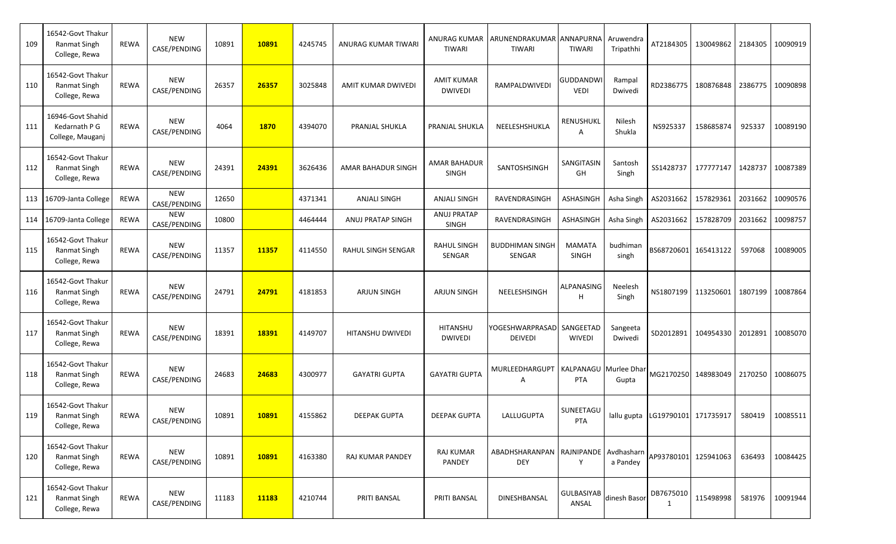| 109 | 16542-Govt Thakur Ranmat Singh College, Rewa | REWA | NEW CASE/PENDING | 10891 | 10891 | 4245745 | ANURAG KUMAR TIWARI | ANURAG KUMAR TIWARI | ARUNENDRAKUMAR TIWARI | ANNAPURNA TIWARI | Aruwendra Tripathhi | AT2184305 | 130049862 | 2184305 | 10090919 |
|---|---|---|---|---|---|---|---|---|---|---|---|---|---|---|---|
| 110 | 16542-Govt Thakur Ranmat Singh College, Rewa | REWA | NEW CASE/PENDING | 26357 | 26357 | 3025848 | AMIT KUMAR DWIVEDI | AMIT KUMAR DWIVEDI | RAMPALDWIVEDI | GUDDANDWIVEDI | Rampal Dwivedi | RD2386775 | 180876848 | 2386775 | 10090898 |
| 111 | 16946-Govt Shahid Kedarnath P G College, Mauganj | REWA | NEW CASE/PENDING | 4064 | 1870 | 4394070 | PRANJAL SHUKLA | PRANJAL SHUKLA | NEELESHSHUKLA | RENUSHUKLA | Nilesh Shukla | NS925337 | 158685874 | 925337 | 10089190 |
| 112 | 16542-Govt Thakur Ranmat Singh College, Rewa | REWA | NEW CASE/PENDING | 24391 | 24391 | 3626436 | AMAR BAHADUR SINGH | AMAR BAHADUR SINGH | SANTOSHSINGH | SANGITASINGH | Santosh Singh | SS1428737 | 177777147 | 1428737 | 10087389 |
| 113 | 16709-Janta College | REWA | NEW CASE/PENDING | 12650 | | 4371341 | ANJALI SINGH | ANJALI SINGH | RAVENDRASINGH | ASHASINGH | Asha Singh | AS2031662 | 157829361 | 2031662 | 10090576 |
| 114 | 16709-Janta College | REWA | NEW CASE/PENDING | 10800 | | 4464444 | ANUJ PRATAP SINGH | ANUJ PRATAP SINGH | RAVENDRASINGH | ASHASINGH | Asha Singh | AS2031662 | 157828709 | 2031662 | 10098757 |
| 115 | 16542-Govt Thakur Ranmat Singh College, Rewa | REWA | NEW CASE/PENDING | 11357 | 11357 | 4114550 | RAHUL SINGH SENGAR | RAHUL SINGH SENGAR | BUDDHIMAN SINGH SENGAR | MAMATA SINGH | budhiman singh | BS68720601 | 165413122 | 597068 | 10089005 |
| 116 | 16542-Govt Thakur Ranmat Singh College, Rewa | REWA | NEW CASE/PENDING | 24791 | 24791 | 4181853 | ARJUN SINGH | ARJUN SINGH | NEELESHSINGH | ALPANASINGH | Neelesh Singh | NS1807199 | 113250601 | 1807199 | 10087864 |
| 117 | 16542-Govt Thakur Ranmat Singh College, Rewa | REWA | NEW CASE/PENDING | 18391 | 18391 | 4149707 | HITANSHU DWIVEDI | HITANSHU DWIVEDI | YOGESHWARPRASAD DEIVEDI | SANGEETAD WIVEDI | Sangeeta Dwivedi | SD2012891 | 104954330 | 2012891 | 10085070 |
| 118 | 16542-Govt Thakur Ranmat Singh College, Rewa | REWA | NEW CASE/PENDING | 24683 | 24683 | 4300977 | GAYATRI GUPTA | GAYATRI GUPTA | MURLEEDHARGUPTA | KALPANAGUPTA | Murlee Dhar Gupta | MG2170250 | 148983049 | 2170250 | 10086075 |
| 119 | 16542-Govt Thakur Ranmat Singh College, Rewa | REWA | NEW CASE/PENDING | 10891 | 10891 | 4155862 | DEEPAK GUPTA | DEEPAK GUPTA | LALLUGUPTA | SUNEETAGUPTA | lallu gupta | LG19790101 | 171735917 | 580419 | 10085511 |
| 120 | 16542-Govt Thakur Ranmat Singh College, Rewa | REWA | NEW CASE/PENDING | 10891 | 10891 | 4163380 | RAJ KUMAR PANDEY | RAJ KUMAR PANDEY | ABADHSHARANPANDEY | RAJNIPANDEY | Avdhasharn a Pandey | AP93780101 | 125941063 | 636493 | 10084425 |
| 121 | 16542-Govt Thakur Ranmat Singh College, Rewa | REWA | NEW CASE/PENDING | 11183 | 11183 | 4210744 | PRITI BANSAL | PRITI BANSAL | DINESHBANSAL | GULBASIYABANSAL | dinesh Basor | DB76750101 | 115498998 | 581976 | 10091944 |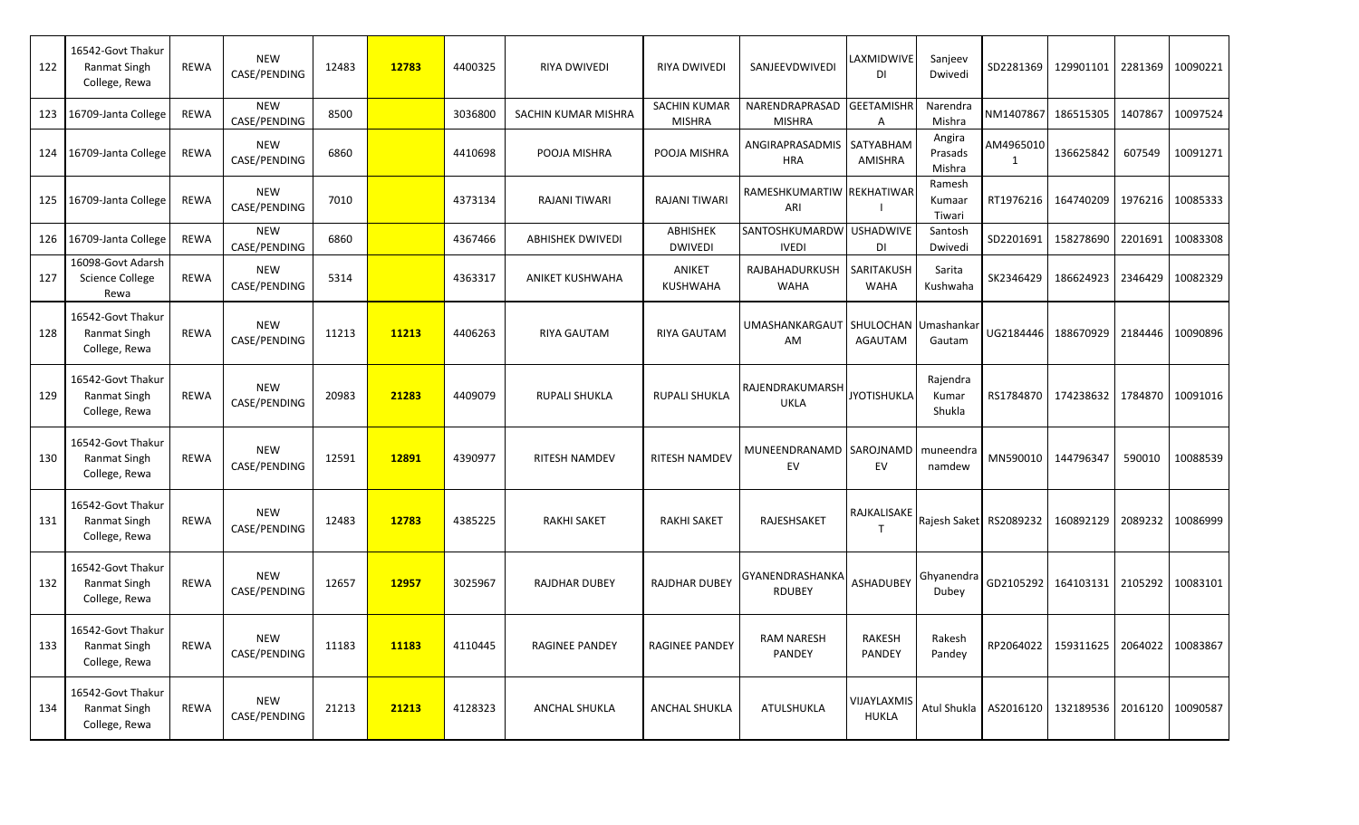| 122 | 16542-Govt Thakur Ranmat Singh College, Rewa | REWA | NEW CASE/PENDING | 12483 | 12783 | 4400325 | RIYA DWIVEDI | RIYA DWIVEDI | SANJEEVDWIVEDI | LAXMIDWIVEDI | Sanjeev Dwivedi | SD2281369 | 129901101 | 2281369 | 10090221 |
|---|---|---|---|---|---|---|---|---|---|---|---|---|---|---|---|
| 123 | 16709-Janta College | REWA | NEW CASE/PENDING | 8500 | | 3036800 | SACHIN KUMAR MISHRA | SACHIN KUMAR MISHRA | NARENDRAPRASAD MISHRA | GEETAMISHRA | Narendra Mishra | NM1407867 | 186515305 | 1407867 | 10097524 |
| 124 | 16709-Janta College | REWA | NEW CASE/PENDING | 6860 | | 4410698 | POOJA MISHRA | POOJA MISHRA | ANGIRAPRASADMISHRA | SATYABHAM AMISHRA | Angira Prasads Mishra | AM49650101 | 136625842 | 607549 | 10091271 |
| 125 | 16709-Janta College | REWA | NEW CASE/PENDING | 7010 | | 4373134 | RAJANI TIWARI | RAJANI TIWARI | RAMESHKUMARTIWARI | REKHATIWARI | Ramesh Kumaar Tiwari | RT1976216 | 164740209 | 1976216 | 10085333 |
| 126 | 16709-Janta College | REWA | NEW CASE/PENDING | 6860 | | 4367466 | ABHISHEK DWIVEDI | ABHISHEK DWIVEDI | SANTOSHKUMARDWIVEDI | USHADWIVEDI | Santosh Dwivedi | SD2201691 | 158278690 | 2201691 | 10083308 |
| 127 | 16098-Govt Adarsh Science College Rewa | REWA | NEW CASE/PENDING | 5314 | | 4363317 | ANIKET KUSHWAHA | ANIKET KUSHWAHA | RAJBAHADURKUSHWAHA | SARITAKUSHWAHA | Sarita Kushwaha | SK2346429 | 186624923 | 2346429 | 10082329 |
| 128 | 16542-Govt Thakur Ranmat Singh College, Rewa | REWA | NEW CASE/PENDING | 11213 | 11213 | 4406263 | RIYA GAUTAM | RIYA GAUTAM | UMASHANKARGAUTAM | SHULOCHAN AGAUTAM | Umashankar Gautam | UG2184446 | 188670929 | 2184446 | 10090896 |
| 129 | 16542-Govt Thakur Ranmat Singh College, Rewa | REWA | NEW CASE/PENDING | 20983 | 21283 | 4409079 | RUPALI SHUKLA | RUPALI SHUKLA | RAJENDRAKUMARSHUKLA | JYOTISHUKLA | Rajendra Kumar Shukla | RS1784870 | 174238632 | 1784870 | 10091016 |
| 130 | 16542-Govt Thakur Ranmat Singh College, Rewa | REWA | NEW CASE/PENDING | 12591 | 12891 | 4390977 | RITESH NAMDEV | RITESH NAMDEV | MUNEENDRANAMDEV | SAROJNAMDEV | muneendra namdew | MN590010 | 144796347 | 590010 | 10088539 |
| 131 | 16542-Govt Thakur Ranmat Singh College, Rewa | REWA | NEW CASE/PENDING | 12483 | 12783 | 4385225 | RAKHI SAKET | RAKHI SAKET | RAJESHSAKET | RAJKALISAKET | Rajesh Saket | RS2089232 | 160892129 | 2089232 | 10086999 |
| 132 | 16542-Govt Thakur Ranmat Singh College, Rewa | REWA | NEW CASE/PENDING | 12657 | 12957 | 3025967 | RAJDHAR DUBEY | RAJDHAR DUBEY | GYANENDRASHANKARDUBEY | ASHADUBEY | Ghyanendra Dubey | GD2105292 | 164103131 | 2105292 | 10083101 |
| 133 | 16542-Govt Thakur Ranmat Singh College, Rewa | REWA | NEW CASE/PENDING | 11183 | 11183 | 4110445 | RAGINEE PANDEY | RAGINEE PANDEY | RAM NARESH PANDEY | RAKESH PANDEY | Rakesh Pandey | RP2064022 | 159311625 | 2064022 | 10083867 |
| 134 | 16542-Govt Thakur Ranmat Singh College, Rewa | REWA | NEW CASE/PENDING | 21213 | 21213 | 4128323 | ANCHAL SHUKLA | ANCHAL SHUKLA | ATULSHUKLA | VIJAYLAXMISHUKLA | Atul Shukla | AS2016120 | 132189536 | 2016120 | 10090587 |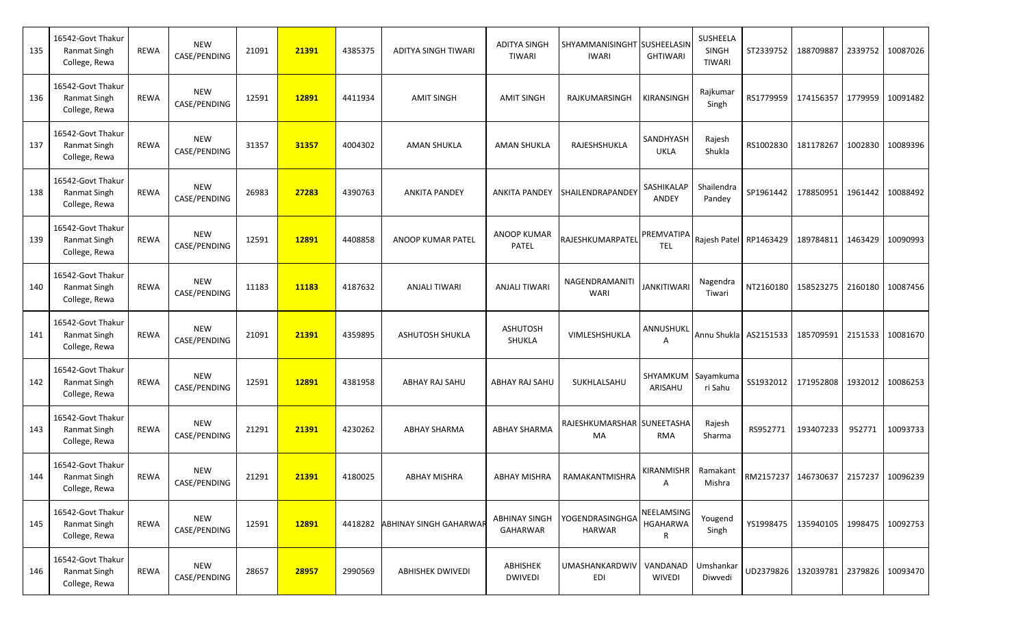| 135 | 16542-Govt Thakur Ranmat Singh College, Rewa | REWA | NEW CASE/PENDING | 21091 | **21391** | 4385375 | ADITYA SINGH TIWARI | ADITYA SINGH TIWARI | SHYAMMANISINGHT IWARI | SUSHEELASIN GHTIWARI | SUSHEELA SINGH TIWARI | ST2339752 | 188709887 | 2339752 | 10087026 |
|---|---|---|---|---|---|---|---|---|---|---|---|---|---|---|---|
| 136 | 16542-Govt Thakur Ranmat Singh College, Rewa | REWA | NEW CASE/PENDING | 12591 | **12891** | 4411934 | AMIT SINGH | AMIT SINGH | RAJKUMARSINGH | KIRANSINGH | Rajkumar Singh | RS1779959 | 174156357 | 1779959 | 10091482 |
| 137 | 16542-Govt Thakur Ranmat Singh College, Rewa | REWA | NEW CASE/PENDING | 31357 | **31357** | 4004302 | AMAN SHUKLA | AMAN SHUKLA | RAJESHSHUKLA | SANDHYASH UKLA | Rajesh Shukla | RS1002830 | 181178267 | 1002830 | 10089396 |
| 138 | 16542-Govt Thakur Ranmat Singh College, Rewa | REWA | NEW CASE/PENDING | 26983 | **27283** | 4390763 | ANKITA PANDEY | ANKITA PANDEY | SHAILENDRAPANDEY | SASHIKALAP ANDEY | Shailendra Pandey | SP1961442 | 178850951 | 1961442 | 10088492 |
| 139 | 16542-Govt Thakur Ranmat Singh College, Rewa | REWA | NEW CASE/PENDING | 12591 | **12891** | 4408858 | ANOOP KUMAR PATEL | ANOOP KUMAR PATEL | RAJESHKUMARPATEL | PREMVATIPA TEL | Rajesh Patel | RP1463429 | 189784811 | 1463429 | 10090993 |
| 140 | 16542-Govt Thakur Ranmat Singh College, Rewa | REWA | NEW CASE/PENDING | 11183 | **11183** | 4187632 | ANJALI TIWARI | ANJALI TIWARI | NAGENDRAMANITI WARI | JANKITIWARI | Nagendra Tiwari | NT2160180 | 158523275 | 2160180 | 10087456 |
| 141 | 16542-Govt Thakur Ranmat Singh College, Rewa | REWA | NEW CASE/PENDING | 21091 | **21391** | 4359895 | ASHUTOSH SHUKLA | ASHUTOSH SHUKLA | VIMLESHSHUKLA | ANNUSHUKL A | Annu Shukla | AS2151533 | 185709591 | 2151533 | 10081670 |
| 142 | 16542-Govt Thakur Ranmat Singh College, Rewa | REWA | NEW CASE/PENDING | 12591 | **12891** | 4381958 | ABHAY RAJ SAHU | ABHAY RAJ SAHU | SUKHLALSAHU | SHYAMKUM ARISAHU | Sayamkuma ri Sahu | SS1932012 | 171952808 | 1932012 | 10086253 |
| 143 | 16542-Govt Thakur Ranmat Singh College, Rewa | REWA | NEW CASE/PENDING | 21291 | **21391** | 4230262 | ABHAY SHARMA | ABHAY SHARMA | RAJESHKUMARSHAR MA | SUNEETASHA RMA | Rajesh Sharma | RS952771 | 193407233 | 952771 | 10093733 |
| 144 | 16542-Govt Thakur Ranmat Singh College, Rewa | REWA | NEW CASE/PENDING | 21291 | **21391** | 4180025 | ABHAY MISHRA | ABHAY MISHRA | RAMAKANTMISHRA | KIRANMISHR A | Ramakant Mishra | RM2157237 | 146730637 | 2157237 | 10096239 |
| 145 | 16542-Govt Thakur Ranmat Singh College, Rewa | REWA | NEW CASE/PENDING | 12591 | **12891** | 4418282 | ABHINAY SINGH GAHARWAR | ABHINAY SINGH GAHARWAR | YOGENDRASINGHGA HARWAR | NEELAMSING HGAHARWA R | Yougend Singh | YS1998475 | 135940105 | 1998475 | 10092753 |
| 146 | 16542-Govt Thakur Ranmat Singh College, Rewa | REWA | NEW CASE/PENDING | 28657 | **28957** | 2990569 | ABHISHEK DWIVEDI | ABHISHEK DWIVEDI | UMASHANKARDWIV EDI | VANDANAD WIVEDI | Umshankar Diwvedi | UD2379826 | 132039781 | 2379826 | 10093470 |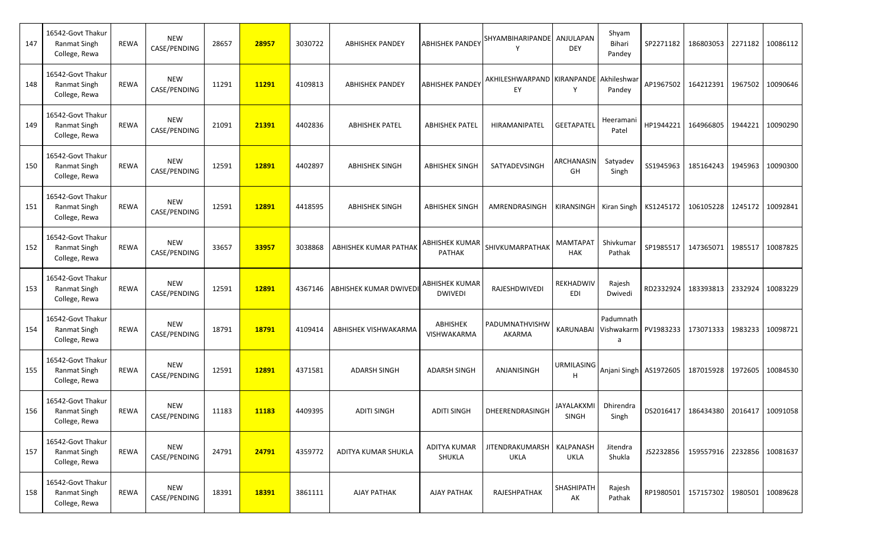| 147 | 16542-Govt Thakur Ranmat Singh College, Rewa | REWA | NEW CASE/PENDING | 28657 | **28957** | 3030722 | ABHISHEK PANDEY | ABHISHEK PANDEY | SHYAMBIHARIPANDEY | ANJULAPANDEY | Shyam Bihari Pandey | SP2271182 | 186803053 | 2271182 | 10086112 |
|---|---|---|---|---|---|---|---|---|---|---|---|---|---|---|---|
| 148 | 16542-Govt Thakur Ranmat Singh College, Rewa | REWA | NEW CASE/PENDING | 11291 | **11291** | 4109813 | ABHISHEK PANDEY | ABHISHEK PANDEY | AKHILESHWARPANDEY | KIRANPANDEY | Akhileshwar Pandey | AP1967502 | 164212391 | 1967502 | 10090646 |
| 149 | 16542-Govt Thakur Ranmat Singh College, Rewa | REWA | NEW CASE/PENDING | 21091 | **21391** | 4402836 | ABHISHEK PATEL | ABHISHEK PATEL | HIRAMANIPATEL | GEETAPATEL | Heeramani Patel | HP1944221 | 164966805 | 1944221 | 10090290 |
| 150 | 16542-Govt Thakur Ranmat Singh College, Rewa | REWA | NEW CASE/PENDING | 12591 | **12891** | 4402897 | ABHISHEK SINGH | ABHISHEK SINGH | SATYADEVSINGH | ARCHANASINGH | Satyadev Singh | SS1945963 | 185164243 | 1945963 | 10090300 |
| 151 | 16542-Govt Thakur Ranmat Singh College, Rewa | REWA | NEW CASE/PENDING | 12591 | **12891** | 4418595 | ABHISHEK SINGH | ABHISHEK SINGH | AMRENDRASINGH | KIRANSINGH | Kiran Singh | KS1245172 | 106105228 | 1245172 | 10092841 |
| 152 | 16542-Govt Thakur Ranmat Singh College, Rewa | REWA | NEW CASE/PENDING | 33657 | **33957** | 3038868 | ABHISHEK KUMAR PATHAK | ABHISHEK KUMAR PATHAK | SHIVKUMARPATHAK | MAMTAPATHAK | Shivkumar Pathak | SP1985517 | 147365071 | 1985517 | 10087825 |
| 153 | 16542-Govt Thakur Ranmat Singh College, Rewa | REWA | NEW CASE/PENDING | 12591 | **12891** | 4367146 | ABHISHEK KUMAR DWIVEDI | ABHISHEK KUMAR DWIVEDI | RAJESHDWIVEDI | REKHADWIVEDI | Rajesh Dwivedi | RD2332924 | 183393813 | 2332924 | 10083229 |
| 154 | 16542-Govt Thakur Ranmat Singh College, Rewa | REWA | NEW CASE/PENDING | 18791 | **18791** | 4109414 | ABHISHEK VISHWAKARMA | ABHISHEK VISHWAKARMA | PADUMNATHVISHWAKARMA | KARUNABAI | Padumnath Vishwakarma | PV1983233 | 173071333 | 1983233 | 10098721 |
| 155 | 16542-Govt Thakur Ranmat Singh College, Rewa | REWA | NEW CASE/PENDING | 12591 | **12891** | 4371581 | ADARSH SINGH | ADARSH SINGH | ANJANISINGH | URMILASINGH | Anjani Singh | AS1972605 | 187015928 | 1972605 | 10084530 |
| 156 | 16542-Govt Thakur Ranmat Singh College, Rewa | REWA | NEW CASE/PENDING | 11183 | **11183** | 4409395 | ADITI SINGH | ADITI SINGH | DHEERENDRASINGH | JAYALAKXMI SINGH | Dhirendra Singh | DS2016417 | 186434380 | 2016417 | 10091058 |
| 157 | 16542-Govt Thakur Ranmat Singh College, Rewa | REWA | NEW CASE/PENDING | 24791 | **24791** | 4359772 | ADITYA KUMAR SHUKLA | ADITYA KUMAR SHUKLA | JITENDRAKUMARSHUKLA | KALPANASHUKLA | Jitendra Shukla | JS2232856 | 159557916 | 2232856 | 10081637 |
| 158 | 16542-Govt Thakur Ranmat Singh College, Rewa | REWA | NEW CASE/PENDING | 18391 | **18391** | 3861111 | AJAY PATHAK | AJAY PATHAK | RAJESHPATHAK | SHASHIPATHAK | Rajesh Pathak | RP1980501 | 157157302 | 1980501 | 10089628 |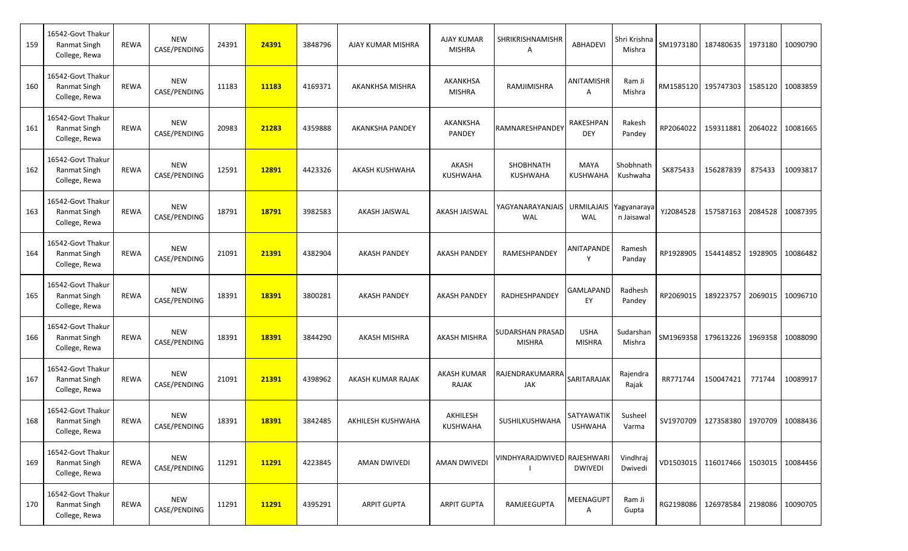| 159 | 16542-Govt Thakur Ranmat Singh College, Rewa | REWA | NEW CASE/PENDING | 24391 | **24391** | 3848796 | AJAY KUMAR MISHRA | AJAY KUMAR MISHRA | SHRIKRISHNAMISHRA | ABHADEVI | Shri Krishna Mishra | SM1973180 | 187480635 | 1973180 | 10090790 |
|---|---|---|---|---|---|---|---|---|---|---|---|---|---|---|---|
| 160 | 16542-Govt Thakur Ranmat Singh College, Rewa | REWA | NEW CASE/PENDING | 11183 | **11183** | 4169371 | AKANKHSA MISHRA | AKANKHSA MISHRA | RAMJIMISHRA | ANITAMISHRA | Ram Ji Mishra | RM1585120 | 195747303 | 1585120 | 10083859 |
| 161 | 16542-Govt Thakur Ranmat Singh College, Rewa | REWA | NEW CASE/PENDING | 20983 | **21283** | 4359888 | AKANKSHA PANDEY | AKANKSHA PANDEY | RAMNARESHPANDEY | RAKESHPANDEY | Rakesh Pandey | RP2064022 | 159311881 | 2064022 | 10081665 |
| 162 | 16542-Govt Thakur Ranmat Singh College, Rewa | REWA | NEW CASE/PENDING | 12591 | **12891** | 4423326 | AKASH KUSHWAHA | AKASH KUSHWAHA | SHOBHNATH KUSHWAHA | MAYA KUSHWAHA | Shobhnath Kushwaha | SK875433 | 156287839 | 875433 | 10093817 |
| 163 | 16542-Govt Thakur Ranmat Singh College, Rewa | REWA | NEW CASE/PENDING | 18791 | **18791** | 3982583 | AKASH JAISWAL | AKASH JAISWAL | YAGYANARAYANJAISWAL | URMILAJAISWAL | Yagyanarayan Jaisawal | YJ2084528 | 157587163 | 2084528 | 10087395 |
| 164 | 16542-Govt Thakur Ranmat Singh College, Rewa | REWA | NEW CASE/PENDING | 21091 | **21391** | 4382904 | AKASH PANDEY | AKASH PANDEY | RAMESHPANDEY | ANITAPANDEY | Ramesh Panday | RP1928905 | 154414852 | 1928905 | 10086482 |
| 165 | 16542-Govt Thakur Ranmat Singh College, Rewa | REWA | NEW CASE/PENDING | 18391 | **18391** | 3800281 | AKASH PANDEY | AKASH PANDEY | RADHESHPANDEY | GAMLAPANDEY | Radhesh Pandey | RP2069015 | 189223757 | 2069015 | 10096710 |
| 166 | 16542-Govt Thakur Ranmat Singh College, Rewa | REWA | NEW CASE/PENDING | 18391 | **18391** | 3844290 | AKASH MISHRA | AKASH MISHRA | SUDARSHAN PRASAD MISHRA | USHA MISHRA | Sudarshan Mishra | SM1969358 | 179613226 | 1969358 | 10088090 |
| 167 | 16542-Govt Thakur Ranmat Singh College, Rewa | REWA | NEW CASE/PENDING | 21091 | **21391** | 4398962 | AKASH KUMAR RAJAK | AKASH KUMAR RAJAK | RAJENDRAKUMARRAJAK | SARITARAJAK | Rajendra Rajak | RR771744 | 150047421 | 771744 | 10089917 |
| 168 | 16542-Govt Thakur Ranmat Singh College, Rewa | REWA | NEW CASE/PENDING | 18391 | **18391** | 3842485 | AKHILESH KUSHWAHA | AKHILESH KUSHWAHA | SUSHILKUSHWAHA | SATYAWATIKUSHWAHA | Susheel Varma | SV1970709 | 127358380 | 1970709 | 10088436 |
| 169 | 16542-Govt Thakur Ranmat Singh College, Rewa | REWA | NEW CASE/PENDING | 11291 | **11291** | 4223845 | AMAN DWIVEDI | AMAN DWIVEDI | VINDHYARAJDWIVEDI | RAJESHWARI DWIVEDI | Vindhraj Dwivedi | VD1503015 | 116017466 | 1503015 | 10084456 |
| 170 | 16542-Govt Thakur Ranmat Singh College, Rewa | REWA | NEW CASE/PENDING | 11291 | **11291** | 4395291 | ARPIT GUPTA | ARPIT GUPTA | RAMJEEGUPTA | MEENAGUPTA | Ram Ji Gupta | RG2198086 | 126978584 | 2198086 | 10090705 |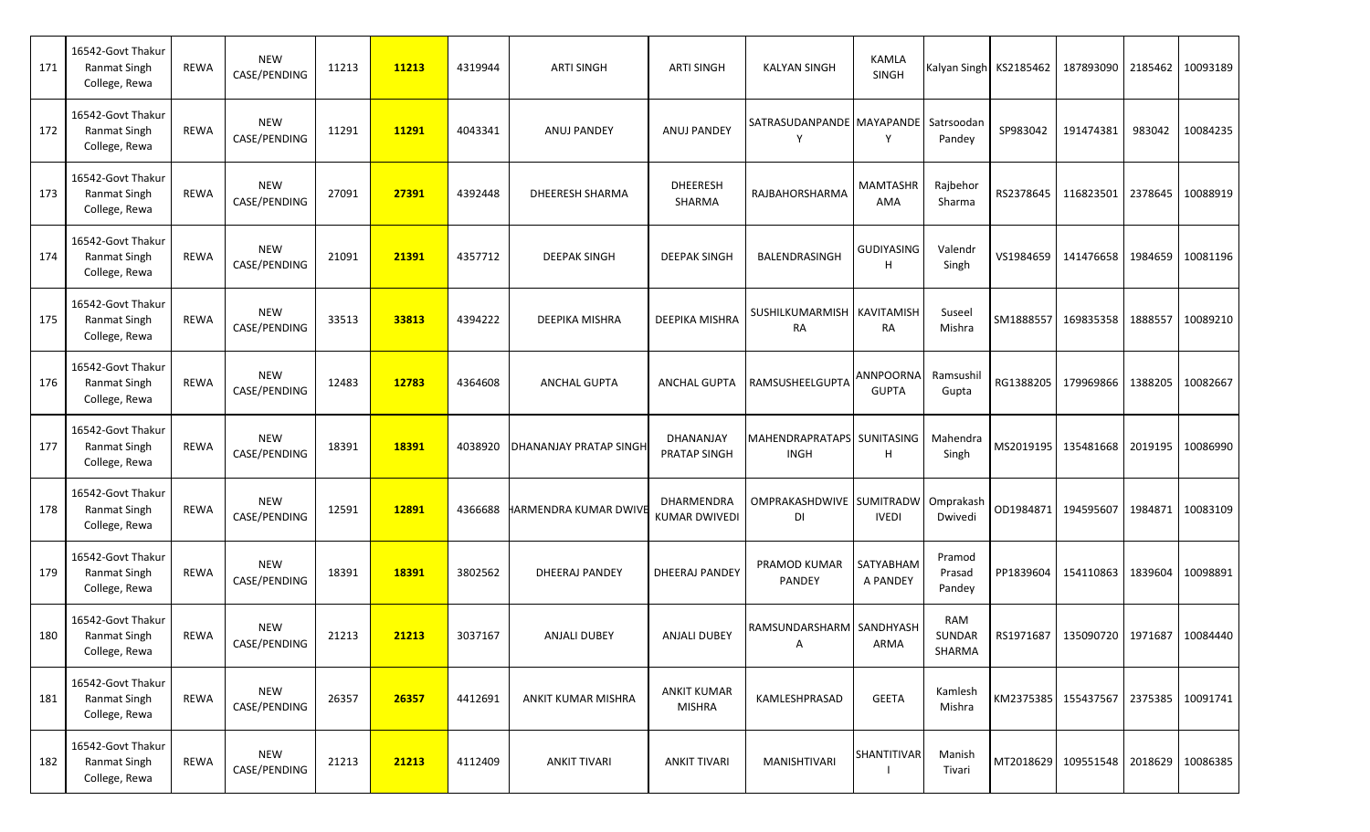| 171 | 16542-Govt Thakur Ranmat Singh College, Rewa | REWA | NEW CASE/PENDING | 11213 | 11213 | 4319944 | ARTI SINGH | ARTI SINGH | KALYAN SINGH | KAMLA SINGH | Kalyan Singh | KS2185462 | 187893090 | 2185462 | 10093189 |
|---|---|---|---|---|---|---|---|---|---|---|---|---|---|---|---|
| 172 | 16542-Govt Thakur Ranmat Singh College, Rewa | REWA | NEW CASE/PENDING | 11291 | 11291 | 4043341 | ANUJ PANDEY | ANUJ PANDEY | SATRASUDANPANDEY | MAYAPANDEY | Satrsoodan Pandey | SP983042 | 191474381 | 983042 | 10084235 |
| 173 | 16542-Govt Thakur Ranmat Singh College, Rewa | REWA | NEW CASE/PENDING | 27091 | 27391 | 4392448 | DHEERESH SHARMA | DHEERESH SHARMA | RAJBAHORSHARMA | MAMTASHRAMA | Rajbehor Sharma | RS2378645 | 116823501 | 2378645 | 10088919 |
| 174 | 16542-Govt Thakur Ranmat Singh College, Rewa | REWA | NEW CASE/PENDING | 21091 | 21391 | 4357712 | DEEPAK SINGH | DEEPAK SINGH | BALENDRASINGH | GUDIYASINGH | Valendr Singh | VS1984659 | 141476658 | 1984659 | 10081196 |
| 175 | 16542-Govt Thakur Ranmat Singh College, Rewa | REWA | NEW CASE/PENDING | 33513 | 33813 | 4394222 | DEEPIKA MISHRA | DEEPIKA MISHRA | SUSHILKUMARMISHRA | KAVITAMISHRA | Suseel Mishra | SM1888557 | 169835358 | 1888557 | 10089210 |
| 176 | 16542-Govt Thakur Ranmat Singh College, Rewa | REWA | NEW CASE/PENDING | 12483 | 12783 | 4364608 | ANCHAL GUPTA | ANCHAL GUPTA | RAMSUSHEELGUPTA | ANNPOORNA GUPTA | Ramsushil Gupta | RG1388205 | 179969866 | 1388205 | 10082667 |
| 177 | 16542-Govt Thakur Ranmat Singh College, Rewa | REWA | NEW CASE/PENDING | 18391 | 18391 | 4038920 | DHANANJAY PRATAP SINGH | DHANANJAY PRATAP SINGH | MAHENDRAPRATAPSINGH | SUNITASINGH | Mahendra Singh | MS2019195 | 135481668 | 2019195 | 10086990 |
| 178 | 16542-Govt Thakur Ranmat Singh College, Rewa | REWA | NEW CASE/PENDING | 12591 | 12891 | 4366688 | HARMENDRA KUMAR DWIVE | DHARMENDRA KUMAR DWIVEDI | OMPRAKASHDWIVEDI | SUMITRADWIVEDI | Omprakash Dwivedi | OD1984871 | 194595607 | 1984871 | 10083109 |
| 179 | 16542-Govt Thakur Ranmat Singh College, Rewa | REWA | NEW CASE/PENDING | 18391 | 18391 | 3802562 | DHEERAJ PANDEY | DHEERAJ PANDEY | PRAMOD KUMAR PANDEY | SATYABHAMA PANDEY | Pramod Prasad Pandey | PP1839604 | 154110863 | 1839604 | 10098891 |
| 180 | 16542-Govt Thakur Ranmat Singh College, Rewa | REWA | NEW CASE/PENDING | 21213 | 21213 | 3037167 | ANJALI DUBEY | ANJALI DUBEY | RAMSUNDARSHARMA | SANDHYASHARMA | RAM SUNDAR SHARMA | RS1971687 | 135090720 | 1971687 | 10084440 |
| 181 | 16542-Govt Thakur Ranmat Singh College, Rewa | REWA | NEW CASE/PENDING | 26357 | 26357 | 4412691 | ANKIT KUMAR MISHRA | ANKIT KUMAR MISHRA | KAMLESHPRASAD | GEETA | Kamlesh Mishra | KM2375385 | 155437567 | 2375385 | 10091741 |
| 182 | 16542-Govt Thakur Ranmat Singh College, Rewa | REWA | NEW CASE/PENDING | 21213 | 21213 | 4112409 | ANKIT TIVARI | ANKIT TIVARI | MANISHTIVARI | SHANTITIVARI | Manish Tivari | MT2018629 | 109551548 | 2018629 | 10086385 |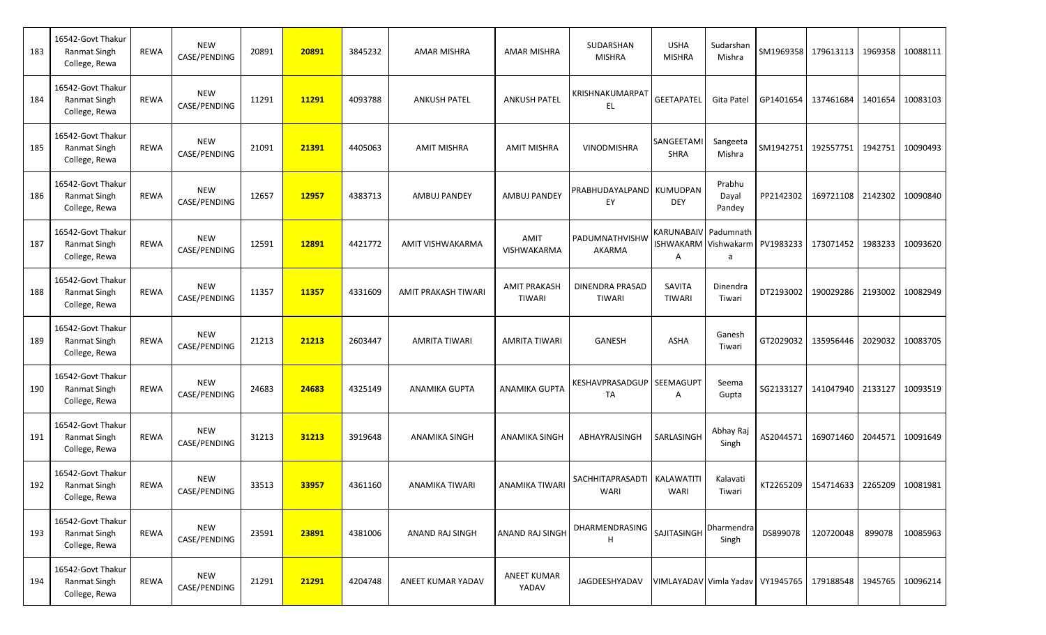| 183 | 16542-Govt Thakur Ranmat Singh College, Rewa | REWA | NEW CASE/PENDING | 20891 | 20891 | 3845232 | AMAR MISHRA | AMAR MISHRA | SUDARSHAN MISHRA | USHA MISHRA | Sudarshan Mishra | SM1969358 | 179613113 | 1969358 | 10088111 |
|---|---|---|---|---|---|---|---|---|---|---|---|---|---|---|---|
| 184 | 16542-Govt Thakur Ranmat Singh College, Rewa | REWA | NEW CASE/PENDING | 11291 | 11291 | 4093788 | ANKUSH PATEL | ANKUSH PATEL | KRISHNAKUMARPATEL | GEETAPATEL | Gita Patel | GP1401654 | 137461684 | 1401654 | 10083103 |
| 185 | 16542-Govt Thakur Ranmat Singh College, Rewa | REWA | NEW CASE/PENDING | 21091 | 21391 | 4405063 | AMIT MISHRA | AMIT MISHRA | VINODMISHRA | SANGEETAMISHRA | Sangeeta Mishra | SM1942751 | 192557751 | 1942751 | 10090493 |
| 186 | 16542-Govt Thakur Ranmat Singh College, Rewa | REWA | NEW CASE/PENDING | 12657 | 12957 | 4383713 | AMBUJ PANDEY | AMBUJ PANDEY | PRABHUDAYALPANDEY | KUMUDPANDEY | Prabhu Dayal Pandey | PP2142302 | 169721108 | 2142302 | 10090840 |
| 187 | 16542-Govt Thakur Ranmat Singh College, Rewa | REWA | NEW CASE/PENDING | 12591 | 12891 | 4421772 | AMIT VISHWAKARMA | AMIT VISHWAKARMA | PADUMNATHVISHWAKARMA | KARUNABAIVISHWAKARMA | Padumnath Vishwakarma | PV1983233 | 173071452 | 1983233 | 10093620 |
| 188 | 16542-Govt Thakur Ranmat Singh College, Rewa | REWA | NEW CASE/PENDING | 11357 | 11357 | 4331609 | AMIT PRAKASH TIWARI | AMIT PRAKASH TIWARI | DINENDRA PRASAD TIWARI | SAVITA TIWARI | Dinendra Tiwari | DT2193002 | 190029286 | 2193002 | 10082949 |
| 189 | 16542-Govt Thakur Ranmat Singh College, Rewa | REWA | NEW CASE/PENDING | 21213 | 21213 | 2603447 | AMRITA TIWARI | AMRITA TIWARI | GANESH | ASHA | Ganesh Tiwari | GT2029032 | 135956446 | 2029032 | 10083705 |
| 190 | 16542-Govt Thakur Ranmat Singh College, Rewa | REWA | NEW CASE/PENDING | 24683 | 24683 | 4325149 | ANAMIKA GUPTA | ANAMIKA GUPTA | KESHAVPRASADGUPTA | SEEMAGUPTA | Seema Gupta | SG2133127 | 141047940 | 2133127 | 10093519 |
| 191 | 16542-Govt Thakur Ranmat Singh College, Rewa | REWA | NEW CASE/PENDING | 31213 | 31213 | 3919648 | ANAMIKA SINGH | ANAMIKA SINGH | ABHAYRAJSINGH | SARLASINGH | Abhay Raj Singh | AS2044571 | 169071460 | 2044571 | 10091649 |
| 192 | 16542-Govt Thakur Ranmat Singh College, Rewa | REWA | NEW CASE/PENDING | 33513 | 33957 | 4361160 | ANAMIKA TIWARI | ANAMIKA TIWARI | SACHHITAPRASADTIWARI | KALAWATITIWARI | Kalavati Tiwari | KT2265209 | 154714633 | 2265209 | 10081981 |
| 193 | 16542-Govt Thakur Ranmat Singh College, Rewa | REWA | NEW CASE/PENDING | 23591 | 23891 | 4381006 | ANAND RAJ SINGH | ANAND RAJ SINGH | DHARMENDRASINGH | SAJITASINGH | Dharmendra Singh | DS899078 | 120720048 | 899078 | 10085963 |
| 194 | 16542-Govt Thakur Ranmat Singh College, Rewa | REWA | NEW CASE/PENDING | 21291 | 21291 | 4204748 | ANEET KUMAR YADAV | ANEET KUMAR YADAV | JAGDEESHYADAV | VIMLAYADAV | Vimla Yadav | VY1945765 | 179188548 | 1945765 | 10096214 |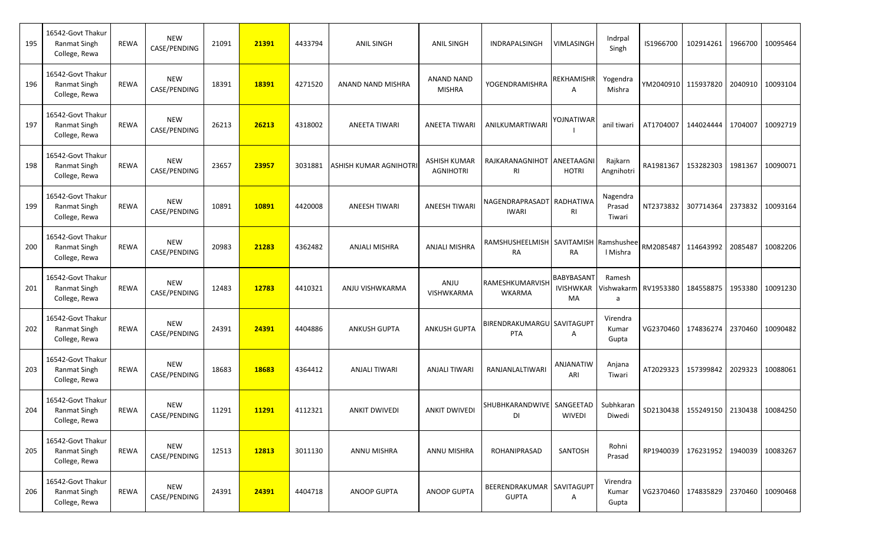| 195 | 16542-Govt Thakur Ranmat Singh College, Rewa | REWA | NEW CASE/PENDING | 21091 | **21391** | 4433794 | ANIL SINGH | ANIL SINGH | INDRAPALSINGH | VIMLASINGH | Indrpal Singh | IS1966700 | 102914261 | 1966700 | 10095464 |
|---|---|---|---|---|---|---|---|---|---|---|---|---|---|---|---|
| 196 | 16542-Govt Thakur Ranmat Singh College, Rewa | REWA | NEW CASE/PENDING | 18391 | **18391** | 4271520 | ANAND NAND MISHRA | ANAND NAND MISHRA | YOGENDRAMISHRA | REKHAMISHRA | Yogendra Mishra | YM2040910 | 115937820 | 2040910 | 10093104 |
| 197 | 16542-Govt Thakur Ranmat Singh College, Rewa | REWA | NEW CASE/PENDING | 26213 | **26213** | 4318002 | ANEETA TIWARI | ANEETA TIWARI | ANILKUMARTIWARI | YOJNATIWARI | anil tiwari | AT1704007 | 144024444 | 1704007 | 10092719 |
| 198 | 16542-Govt Thakur Ranmat Singh College, Rewa | REWA | NEW CASE/PENDING | 23657 | **23957** | 3031881 | ASHISH KUMAR AGNIHOTRI | ASHISH KUMAR AGNIHOTRI | RAJKARANAGNIHOTRI | ANEETAAGNIHOTRI | Rajkarn Angnihotri | RA1981367 | 153282303 | 1981367 | 10090071 |
| 199 | 16542-Govt Thakur Ranmat Singh College, Rewa | REWA | NEW CASE/PENDING | 10891 | **10891** | 4420008 | ANEESH TIWARI | ANEESH TIWARI | NAGENDRAPRASADTIWARI | RADHATIWARI | Nagendra Prasad Tiwari | NT2373832 | 307714364 | 2373832 | 10093164 |
| 200 | 16542-Govt Thakur Ranmat Singh College, Rewa | REWA | NEW CASE/PENDING | 20983 | **21283** | 4362482 | ANJALI MISHRA | ANJALI MISHRA | RAMSHUSHEELMISHRA | SAVITAMISHRA | Ramshusheel Mishra | RM2085487 | 114643992 | 2085487 | 10082206 |
| 201 | 16542-Govt Thakur Ranmat Singh College, Rewa | REWA | NEW CASE/PENDING | 12483 | **12783** | 4410321 | ANJU VISHWKARMA | ANJU VISHWKARMA | RAMESHKUMARVISHWKARMA | BABYBASANTIVISHWKARMA | Ramesh Vishwakarma | RV1953380 | 184558875 | 1953380 | 10091230 |
| 202 | 16542-Govt Thakur Ranmat Singh College, Rewa | REWA | NEW CASE/PENDING | 24391 | **24391** | 4404886 | ANKUSH GUPTA | ANKUSH GUPTA | BIRENDRAKUMARGUPTA | SAVITAGUPTA | Virendra Kumar Gupta | VG2370460 | 174836274 | 2370460 | 10090482 |
| 203 | 16542-Govt Thakur Ranmat Singh College, Rewa | REWA | NEW CASE/PENDING | 18683 | **18683** | 4364412 | ANJALI TIWARI | ANJALI TIWARI | RANJANLALTIWARI | ANJANATIWARI | Anjana Tiwari | AT2029323 | 157399842 | 2029323 | 10088061 |
| 204 | 16542-Govt Thakur Ranmat Singh College, Rewa | REWA | NEW CASE/PENDING | 11291 | **11291** | 4112321 | ANKIT DWIVEDI | ANKIT DWIVEDI | SHUBHKARANDWIVEDI | SANGEETADWIVEDI | Subhkaran Diwedi | SD2130438 | 155249150 | 2130438 | 10084250 |
| 205 | 16542-Govt Thakur Ranmat Singh College, Rewa | REWA | NEW CASE/PENDING | 12513 | **12813** | 3011130 | ANNU MISHRA | ANNU MISHRA | ROHANIPRASAD | SANTOSH | Rohni Prasad | RP1940039 | 176231952 | 1940039 | 10083267 |
| 206 | 16542-Govt Thakur Ranmat Singh College, Rewa | REWA | NEW CASE/PENDING | 24391 | **24391** | 4404718 | ANOOP GUPTA | ANOOP GUPTA | BEERENDRAKUMAR GUPTA | SAVITAGUPTA | Virendra Kumar Gupta | VG2370460 | 174835829 | 2370460 | 10090468 |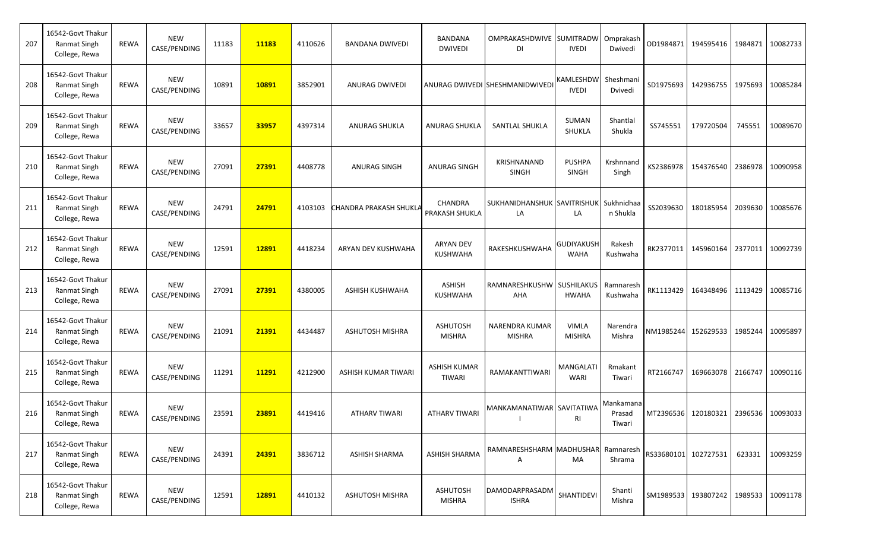| | | | | | | | | | | | | | | | | |
|---|---|---|---|---|---|---|---|---|---|---|---|---|---|---|---|---|
| 207 | 16542-Govt Thakur Ranmat Singh College, Rewa | REWA | NEW CASE/PENDING | 11183 | **11183** | 4110626 | BANDANA DWIVEDI | BANDANA DWIVEDI | OMPRAKASHDWIVEDI | SUMITRADWIVEDI | Omprakash Dwivedi | OD1984871 | 194595416 | 1984871 | 10082733 |
| 208 | 16542-Govt Thakur Ranmat Singh College, Rewa | REWA | NEW CASE/PENDING | 10891 | **10891** | 3852901 | ANURAG DWIVEDI | ANURAG DWIVEDI | SHESHMANIDWIVEDI | KAMLESHDWIVEDI | Sheshmani Dvivedi | SD1975693 | 142936755 | 1975693 | 10085284 |
| 209 | 16542-Govt Thakur Ranmat Singh College, Rewa | REWA | NEW CASE/PENDING | 33657 | **33957** | 4397314 | ANURAG SHUKLA | ANURAG SHUKLA | SANTLAL SHUKLA | SUMAN SHUKLA | Shantlal Shukla | SS745551 | 179720504 | 745551 | 10089670 |
| 210 | 16542-Govt Thakur Ranmat Singh College, Rewa | REWA | NEW CASE/PENDING | 27091 | **27391** | 4408778 | ANURAG SINGH | ANURAG SINGH | KRISHNANAND SINGH | PUSHPA SINGH | Krshnnand Singh | KS2386978 | 154376540 | 2386978 | 10090958 |
| 211 | 16542-Govt Thakur Ranmat Singh College, Rewa | REWA | NEW CASE/PENDING | 24791 | **24791** | 4103103 | CHANDRA PRAKASH SHUKLA | CHANDRA PRAKASH SHUKLA | SUKHANIDHANSHUKLA | SAVITRISHUKLA | Sukhnidhaan Shukla | SS2039630 | 180185954 | 2039630 | 10085676 |
| 212 | 16542-Govt Thakur Ranmat Singh College, Rewa | REWA | NEW CASE/PENDING | 12591 | **12891** | 4418234 | ARYAN DEV KUSHWAHA | ARYAN DEV KUSHWAHA | RAKESHKUSHWAHA | GUDIYAKUSHWAHA | Rakesh Kushwaha | RK2377011 | 145960164 | 2377011 | 10092739 |
| 213 | 16542-Govt Thakur Ranmat Singh College, Rewa | REWA | NEW CASE/PENDING | 27091 | **27391** | 4380005 | ASHISH KUSHWAHA | ASHISH KUSHWAHA | RAMNARESHKUSHWAHA | SUSHILAKUSHWAHA | Ramnaresh Kushwaha | RK1113429 | 164348496 | 1113429 | 10085716 |
| 214 | 16542-Govt Thakur Ranmat Singh College, Rewa | REWA | NEW CASE/PENDING | 21091 | **21391** | 4434487 | ASHUTOSH MISHRA | ASHUTOSH MISHRA | NARENDRA KUMAR MISHRA | VIMLA MISHRA | Narendra Mishra | NM1985244 | 152629533 | 1985244 | 10095897 |
| 215 | 16542-Govt Thakur Ranmat Singh College, Rewa | REWA | NEW CASE/PENDING | 11291 | **11291** | 4212900 | ASHISH KUMAR TIWARI | ASHISH KUMAR TIWARI | RAMAKANTTIWARI | MANGALATIWARI | Rmakant Tiwari | RT2166747 | 169663078 | 2166747 | 10090116 |
| 216 | 16542-Govt Thakur Ranmat Singh College, Rewa | REWA | NEW CASE/PENDING | 23591 | **23891** | 4419416 | ATHARV TIWARI | ATHARV TIWARI | MANKAMANATIWARI | SAVITATIWARI | Mankamana Prasad Tiwari | MT2396536 | 120180321 | 2396536 | 10093033 |
| 217 | 16542-Govt Thakur Ranmat Singh College, Rewa | REWA | NEW CASE/PENDING | 24391 | **24391** | 3836712 | ASHISH SHARMA | ASHISH SHARMA | RAMNARESHSHARMA | MADHUSHARMA | Ramnaresh Shrama | RS33680101 | 102727531 | 623331 | 10093259 |
| 218 | 16542-Govt Thakur Ranmat Singh College, Rewa | REWA | NEW CASE/PENDING | 12591 | **12891** | 4410132 | ASHUTOSH MISHRA | ASHUTOSH MISHRA | DAMODARPRASADMISHRA | SHANTIDEVI | Shanti Mishra | SM1989533 | 193807242 | 1989533 | 10091178 |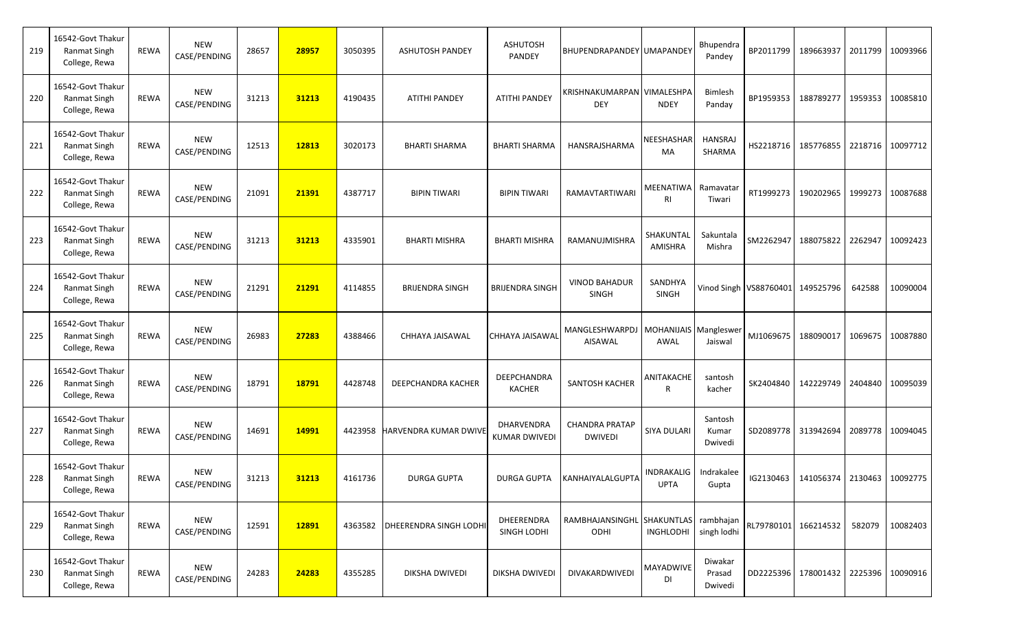| 219 | 16542-Govt Thakur Ranmat Singh College, Rewa | REWA | NEW CASE/PENDING | 28657 | **28957** | 3050395 | ASHUTOSH PANDEY | ASHUTOSH PANDEY | BHUPENDRAPANDEY | UMAPANDEY | Bhupendra Pandey | BP2011799 | 189663937 | 2011799 | 10093966 |
|---|---|---|---|---|---|---|---|---|---|---|---|---|---|---|---|
| 220 | 16542-Govt Thakur Ranmat Singh College, Rewa | REWA | NEW CASE/PENDING | 31213 | **31213** | 4190435 | ATITHI PANDEY | ATITHI PANDEY | KRISHNAKUMARPANDEY | VIMALESHPANDEY | Bimlesh Panday | BP1959353 | 188789277 | 1959353 | 10085810 |
| 221 | 16542-Govt Thakur Ranmat Singh College, Rewa | REWA | NEW CASE/PENDING | 12513 | **12813** | 3020173 | BHARTI SHARMA | BHARTI SHARMA | HANSRAJSHARMA | NEESHASHARMA | HANSRAJ SHARMA | HS2218716 | 185776855 | 2218716 | 10097712 |
| 222 | 16542-Govt Thakur Ranmat Singh College, Rewa | REWA | NEW CASE/PENDING | 21091 | **21391** | 4387717 | BIPIN TIWARI | BIPIN TIWARI | RAMAVTARTIWARI | MEENATIWARI | Ramavatar Tiwari | RT1999273 | 190202965 | 1999273 | 10087688 |
| 223 | 16542-Govt Thakur Ranmat Singh College, Rewa | REWA | NEW CASE/PENDING | 31213 | **31213** | 4335901 | BHARTI MISHRA | BHARTI MISHRA | RAMANUJMISHRA | SHAKUNTALAMISHRA | Sakuntala Mishra | SM2262947 | 188075822 | 2262947 | 10092423 |
| 224 | 16542-Govt Thakur Ranmat Singh College, Rewa | REWA | NEW CASE/PENDING | 21291 | **21291** | 4114855 | BRIJENDRA SINGH | BRIJENDRA SINGH | VINOD BAHADUR SINGH | SANDHYA SINGH | Vinod Singh | VS88760401 | 149525796 | 642588 | 10090004 |
| 225 | 16542-Govt Thakur Ranmat Singh College, Rewa | REWA | NEW CASE/PENDING | 26983 | **27283** | 4388466 | CHHAYA JAISAWAL | CHHAYA JAISAWAL | MANGLESHWARPDJAISAWAL | MOHANIJAISAWAL | Mangleswer Jaiswal | MJ1069675 | 188090017 | 1069675 | 10087880 |
| 226 | 16542-Govt Thakur Ranmat Singh College, Rewa | REWA | NEW CASE/PENDING | 18791 | **18791** | 4428748 | DEEPCHANDRA KACHER | DEEPCHANDRA KACHER | SANTOSH KACHER | ANITAKACHER | santosh kacher | SK2404840 | 142229749 | 2404840 | 10095039 |
| 227 | 16542-Govt Thakur Ranmat Singh College, Rewa | REWA | NEW CASE/PENDING | 14691 | **14991** | 4423958 | HARVENDRA KUMAR DWIVE | DHARVENDRA KUMAR DWIVEDI | CHANDRA PRATAP DWIVEDI | SIYA DULARI | Santosh Kumar Dwivedi | SD2089778 | 313942694 | 2089778 | 10094045 |
| 228 | 16542-Govt Thakur Ranmat Singh College, Rewa | REWA | NEW CASE/PENDING | 31213 | **31213** | 4161736 | DURGA GUPTA | DURGA GUPTA | KANHAIYALALGUPTA | INDRAKALIGUPTA | Indrakalee Gupta | IG2130463 | 141056374 | 2130463 | 10092775 |
| 229 | 16542-Govt Thakur Ranmat Singh College, Rewa | REWA | NEW CASE/PENDING | 12591 | **12891** | 4363582 | DHEERENDRA SINGH LODHI | DHEERENDRA SINGH LODHI | RAMBHAJANSINGHLODHI | SHAKUNTLASINGHLODHI | rambhajan singh lodhi | RL79780101 | 166214532 | 582079 | 10082403 |
| 230 | 16542-Govt Thakur Ranmat Singh College, Rewa | REWA | NEW CASE/PENDING | 24283 | **24283** | 4355285 | DIKSHA DWIVEDI | DIKSHA DWIVEDI | DIVAKARDWIVEDI | MAYADWIVEDI | Diwakar Prasad Dwivedi | DD2225396 | 178001432 | 2225396 | 10090916 |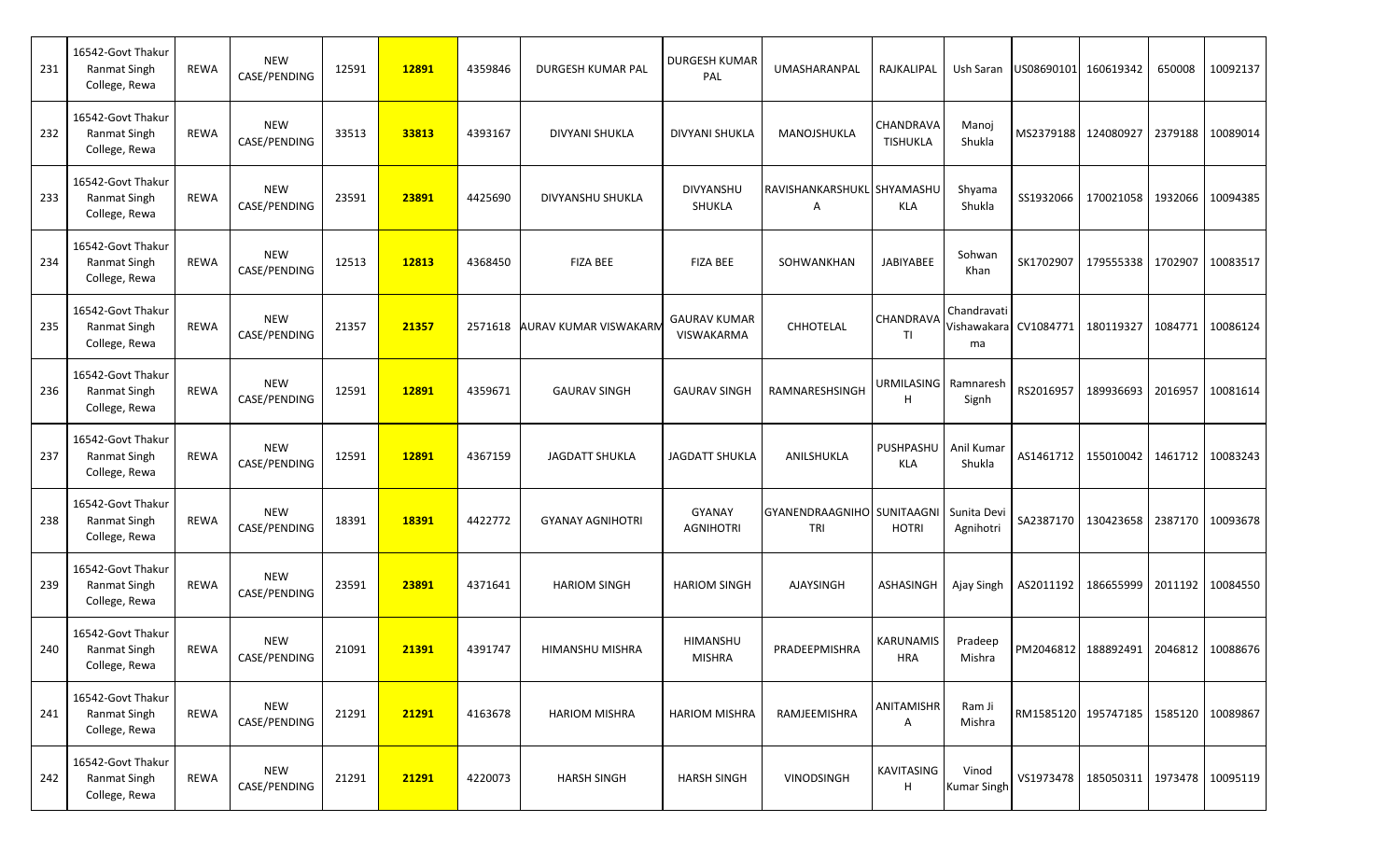| 231 | 16542-Govt Thakur Ranmat Singh College, Rewa | REWA | NEW CASE/PENDING | 12591 | 12891 | 4359846 | DURGESH KUMAR PAL | DURGESH KUMAR PAL | UMASHARANPAL | RAJKALIPAL | Ush Saran | US08690101 | 160619342 | 650008 | 10092137 |
|---|---|---|---|---|---|---|---|---|---|---|---|---|---|---|---|
| 232 | 16542-Govt Thakur Ranmat Singh College, Rewa | REWA | NEW CASE/PENDING | 33513 | 33813 | 4393167 | DIVYANI SHUKLA | DIVYANI SHUKLA | MANOJSHUKLA | CHANDRAVATISHUKLA | Manoj Shukla | MS2379188 | 124080927 | 2379188 | 10089014 |
| 233 | 16542-Govt Thakur Ranmat Singh College, Rewa | REWA | NEW CASE/PENDING | 23591 | 23891 | 4425690 | DIVYANSHU SHUKLA | DIVYANSHU SHUKLA | RAVISHANKARSHUKLA | SHYAMASHUKLA | Shyama Shukla | SS1932066 | 170021058 | 1932066 | 10094385 |
| 234 | 16542-Govt Thakur Ranmat Singh College, Rewa | REWA | NEW CASE/PENDING | 12513 | 12813 | 4368450 | FIZA BEE | FIZA BEE | SOHWANKHAN | JABIYABEE | Sohwan Khan | SK1702907 | 179555338 | 1702907 | 10083517 |
| 235 | 16542-Govt Thakur Ranmat Singh College, Rewa | REWA | NEW CASE/PENDING | 21357 | 21357 | 2571618 | AURAV KUMAR VISWAKARM | GAURAV KUMAR VISWAKARMA | CHHOTELAL | CHANDRAVATI | Chandravati Vishawakarma | CV1084771 | 180119327 | 1084771 | 10086124 |
| 236 | 16542-Govt Thakur Ranmat Singh College, Rewa | REWA | NEW CASE/PENDING | 12591 | 12891 | 4359671 | GAURAV SINGH | GAURAV SINGH | RAMNARESHSINGH | URMILASINGH | Ramnaresh Sighn | RS2016957 | 189936693 | 2016957 | 10081614 |
| 237 | 16542-Govt Thakur Ranmat Singh College, Rewa | REWA | NEW CASE/PENDING | 12591 | 12891 | 4367159 | JAGDATT SHUKLA | JAGDATT SHUKLA | ANILSHUKLA | PUSHPASHUKLA | Anil Kumar Shukla | AS1461712 | 155010042 | 1461712 | 10083243 |
| 238 | 16542-Govt Thakur Ranmat Singh College, Rewa | REWA | NEW CASE/PENDING | 18391 | 18391 | 4422772 | GYANAY AGNIHOTRI | GYANAY AGNIHOTRI | GYANENDRAAGNIHOTRI | SUNITAAGNIHOTRI | Sunita Devi Agnihotri | SA2387170 | 130423658 | 2387170 | 10093678 |
| 239 | 16542-Govt Thakur Ranmat Singh College, Rewa | REWA | NEW CASE/PENDING | 23591 | 23891 | 4371641 | HARIOM SINGH | HARIOM SINGH | AJAYSINGH | ASHASINGH | Ajay Singh | AS2011192 | 186655999 | 2011192 | 10084550 |
| 240 | 16542-Govt Thakur Ranmat Singh College, Rewa | REWA | NEW CASE/PENDING | 21091 | 21391 | 4391747 | HIMANSHU MISHRA | HIMANSHU MISHRA | PRADEEPMISHRA | KARUNAMISHRA | Pradeep Mishra | PM2046812 | 188892491 | 2046812 | 10088676 |
| 241 | 16542-Govt Thakur Ranmat Singh College, Rewa | REWA | NEW CASE/PENDING | 21291 | 21291 | 4163678 | HARIOM MISHRA | HARIOM MISHRA | RAMJEEMISHRA | ANITAMISHRA | Ram Ji Mishra | RM1585120 | 195747185 | 1585120 | 10089867 |
| 242 | 16542-Govt Thakur Ranmat Singh College, Rewa | REWA | NEW CASE/PENDING | 21291 | 21291 | 4220073 | HARSH SINGH | HARSH SINGH | VINODSINGH | KAVITASINGH | Vinod Kumar Singh | VS1973478 | 185050311 | 1973478 | 10095119 |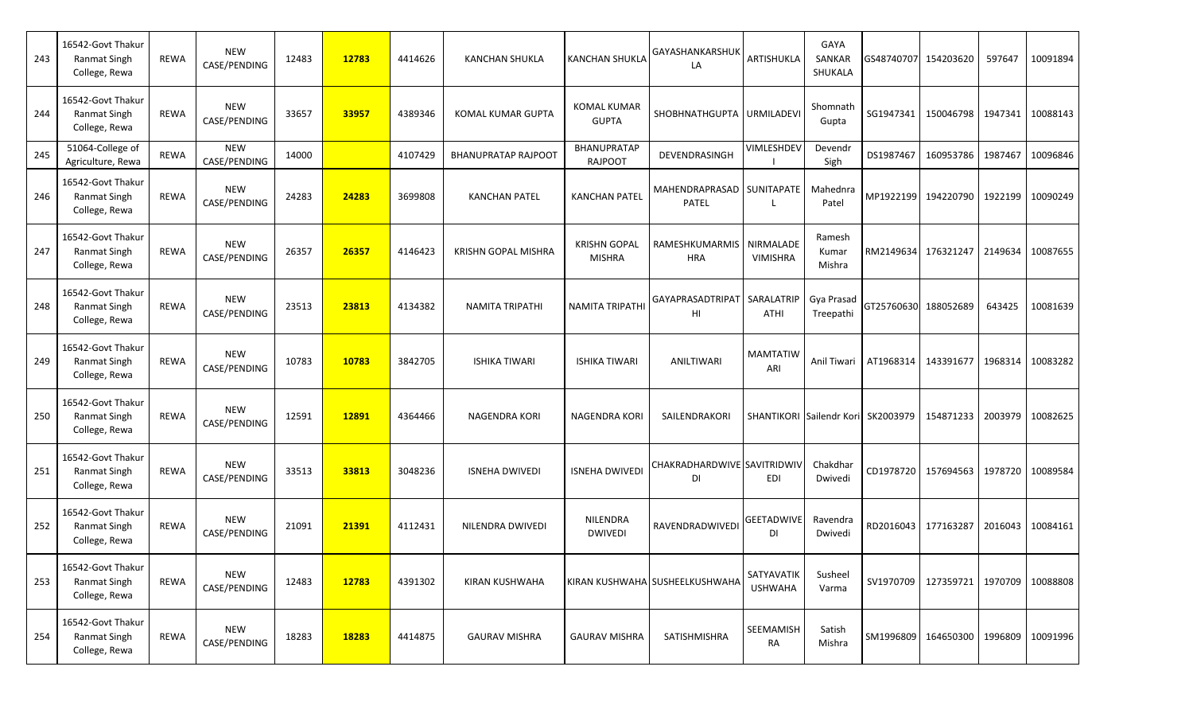| 243 | 16542-Govt Thakur Ranmat Singh College, Rewa | REWA | NEW CASE/PENDING | 12483 | **12783** | 4414626 | KANCHAN SHUKLA | KANCHAN SHUKLA | GAYASHANKARSHUKLA | ARTISHUKLA | GAYA SANKAR SHUKALA | GS48740707 | 154203620 | 597647 | 10091894 |
|---|---|---|---|---|---|---|---|---|---|---|---|---|---|---|---|
| 244 | 16542-Govt Thakur Ranmat Singh College, Rewa | REWA | NEW CASE/PENDING | 33657 | **33957** | 4389346 | KOMAL KUMAR GUPTA | KOMAL KUMAR GUPTA | SHOBHNATHGUPTA | URMILADEVI | Shomnath Gupta | SG1947341 | 150046798 | 1947341 | 10088143 |
| 245 | 51064-College of Agriculture, Rewa | REWA | NEW CASE/PENDING | 14000 | | 4107429 | BHANUPRATAP RAJPOOT | BHANUPRATAP RAJPOOT | DEVENDRASINGH | VIMLESHDEVI | Devendr Sigh | DS1987467 | 160953786 | 1987467 | 10096846 |
| 246 | 16542-Govt Thakur Ranmat Singh College, Rewa | REWA | NEW CASE/PENDING | 24283 | **24283** | 3699808 | KANCHAN PATEL | KANCHAN PATEL | MAHENDRAPRASAD PATEL | SUNITAPATEL | Mahednra Patel | MP1922199 | 194220790 | 1922199 | 10090249 |
| 247 | 16542-Govt Thakur Ranmat Singh College, Rewa | REWA | NEW CASE/PENDING | 26357 | **26357** | 4146423 | KRISHN GOPAL MISHRA | KRISHN GOPAL MISHRA | RAMESHKUMARMISHRA | NIRMALADEVIMISHRA | Ramesh Kumar Mishra | RM2149634 | 176321247 | 2149634 | 10087655 |
| 248 | 16542-Govt Thakur Ranmat Singh College, Rewa | REWA | NEW CASE/PENDING | 23513 | **23813** | 4134382 | NAMITA TRIPATHI | NAMITA TRIPATHI | GAYAPRASADTRIPATHI | SARALATRIPATHI | Gya Prasad Treepathi | GT25760630 | 188052689 | 643425 | 10081639 |
| 249 | 16542-Govt Thakur Ranmat Singh College, Rewa | REWA | NEW CASE/PENDING | 10783 | **10783** | 3842705 | ISHIKA TIWARI | ISHIKA TIWARI | ANILTIWARI | MAMTATIWARI | Anil Tiwari | AT1968314 | 143391677 | 1968314 | 10083282 |
| 250 | 16542-Govt Thakur Ranmat Singh College, Rewa | REWA | NEW CASE/PENDING | 12591 | **12891** | 4364466 | NAGENDRA KORI | NAGENDRA KORI | SAILENDRAKORI | SHANTIKORI | Sailendr Kori | SK2003979 | 154871233 | 2003979 | 10082625 |
| 251 | 16542-Govt Thakur Ranmat Singh College, Rewa | REWA | NEW CASE/PENDING | 33513 | **33813** | 3048236 | ISNEHA DWIVEDI | ISNEHA DWIVEDI | CHAKRADHARDWIVEDI | SAVITRIDWIVEDI | Chakdhar Dwivedi | CD1978720 | 157694563 | 1978720 | 10089584 |
| 252 | 16542-Govt Thakur Ranmat Singh College, Rewa | REWA | NEW CASE/PENDING | 21091 | **21391** | 4112431 | NILENDRA DWIVEDI | NILENDRA DWIVEDI | RAVENDRADWIVEDI | GEETADWIVEDI | Ravendra Dwivedi | RD2016043 | 177163287 | 2016043 | 10084161 |
| 253 | 16542-Govt Thakur Ranmat Singh College, Rewa | REWA | NEW CASE/PENDING | 12483 | **12783** | 4391302 | KIRAN KUSHWAHA | KIRAN KUSHWAHA | SUSHEELKUSHWAHA | SATYAVATIKUSHWAHA | Susheel Varma | SV1970709 | 127359721 | 1970709 | 10088808 |
| 254 | 16542-Govt Thakur Ranmat Singh College, Rewa | REWA | NEW CASE/PENDING | 18283 | **18283** | 4414875 | GAURAV MISHRA | GAURAV MISHRA | SATISHMISHRA | SEEMAMISHRA | Satish Mishra | SM1996809 | 164650300 | 1996809 | 10091996 |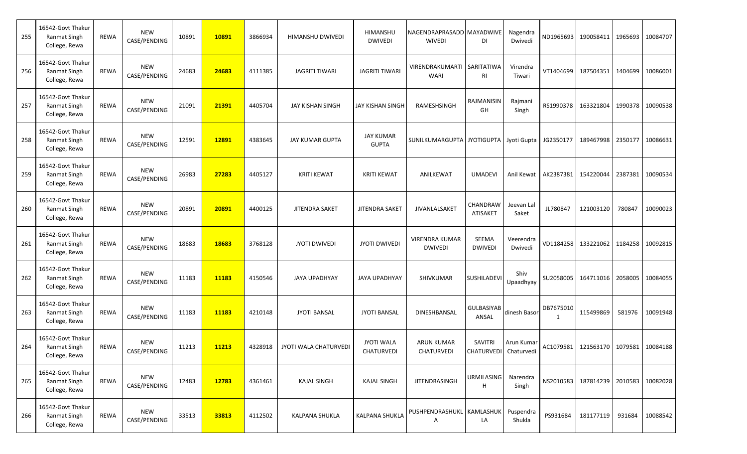| 255 | 16542-Govt Thakur Ranmat Singh College, Rewa | REWA | NEW CASE/PENDING | 10891 | 10891 | 3866934 | HIMANSHU DWIVEDI | HIMANSHU DWIVEDI | NAGENDRAPRASADD WIVEDI | MAYADWIVEDI | Nagendra Dwivedi | ND1965693 | 190058411 | 1965693 | 10084707 |
|---|---|---|---|---|---|---|---|---|---|---|---|---|---|---|---|
| 256 | 16542-Govt Thakur Ranmat Singh College, Rewa | REWA | NEW CASE/PENDING | 24683 | 24683 | 4111385 | JAGRITI TIWARI | JAGRITI TIWARI | VIRENDRAKUMARTI WARI | SARITATIWARI | Virendra Tiwari | VT1404699 | 187504351 | 1404699 | 10086001 |
| 257 | 16542-Govt Thakur Ranmat Singh College, Rewa | REWA | NEW CASE/PENDING | 21091 | 21391 | 4405704 | JAY KISHAN SINGH | JAY KISHAN SINGH | RAMESHSINGH | RAJMANISINGH | Rajmani Singh | RS1990378 | 163321804 | 1990378 | 10090538 |
| 258 | 16542-Govt Thakur Ranmat Singh College, Rewa | REWA | NEW CASE/PENDING | 12591 | 12891 | 4383645 | JAY KUMAR GUPTA | JAY KUMAR GUPTA | SUNILKUMARGUPTA | JYOTIGUPTA | Jyoti Gupta | JG2350177 | 189467998 | 2350177 | 10086631 |
| 259 | 16542-Govt Thakur Ranmat Singh College, Rewa | REWA | NEW CASE/PENDING | 26983 | 27283 | 4405127 | KRITI KEWAT | KRITI KEWAT | ANILKEWAT | UMADEVI | Anil Kewat | AK2387381 | 154220044 | 2387381 | 10090534 |
| 260 | 16542-Govt Thakur Ranmat Singh College, Rewa | REWA | NEW CASE/PENDING | 20891 | 20891 | 4400125 | JITENDRA SAKET | JITENDRA SAKET | JIVANLALSAKET | CHANDRAWATISAKET | Jeevan Lal Saket | JL780847 | 121003120 | 780847 | 10090023 |
| 261 | 16542-Govt Thakur Ranmat Singh College, Rewa | REWA | NEW CASE/PENDING | 18683 | 18683 | 3768128 | JYOTI DWIVEDI | JYOTI DWIVEDI | VIRENDRA KUMAR DWIVEDI | SEEMA DWIVEDI | Veerendra Dwivedi | VD1184258 | 133221062 | 1184258 | 10092815 |
| 262 | 16542-Govt Thakur Ranmat Singh College, Rewa | REWA | NEW CASE/PENDING | 11183 | 11183 | 4150546 | JAYA UPADHYAY | JAYA UPADHYAY | SHIVKUMAR | SUSHILADEVI | Shiv Upaadhyay | SU2058005 | 164711016 | 2058005 | 10084055 |
| 263 | 16542-Govt Thakur Ranmat Singh College, Rewa | REWA | NEW CASE/PENDING | 11183 | 11183 | 4210148 | JYOTI BANSAL | JYOTI BANSAL | DINESHBANSAL | GULBASIYABANSAL | dinesh Basor | DB76750101 | 115499869 | 581976 | 10091948 |
| 264 | 16542-Govt Thakur Ranmat Singh College, Rewa | REWA | NEW CASE/PENDING | 11213 | 11213 | 4328918 | JYOTI WALA CHATURVEDI | JYOTI WALA CHATURVEDI | ARUN KUMAR CHATURVEDI | SAVITRI CHATURVEDI | Arun Kumar Chaturvedi | AC1079581 | 121563170 | 1079581 | 10084188 |
| 265 | 16542-Govt Thakur Ranmat Singh College, Rewa | REWA | NEW CASE/PENDING | 12483 | 12783 | 4361461 | KAJAL SINGH | KAJAL SINGH | JITENDRASINGH | URMILASINGH | Narendra Singh | NS2010583 | 187814239 | 2010583 | 10082028 |
| 266 | 16542-Govt Thakur Ranmat Singh College, Rewa | REWA | NEW CASE/PENDING | 33513 | 33813 | 4112502 | KALPANA SHUKLA | KALPANA SHUKLA | PUSHPENDRASHUKLA | KAMLASHUKLA | Puspendra Shukla | PS931684 | 181177119 | 931684 | 10088542 |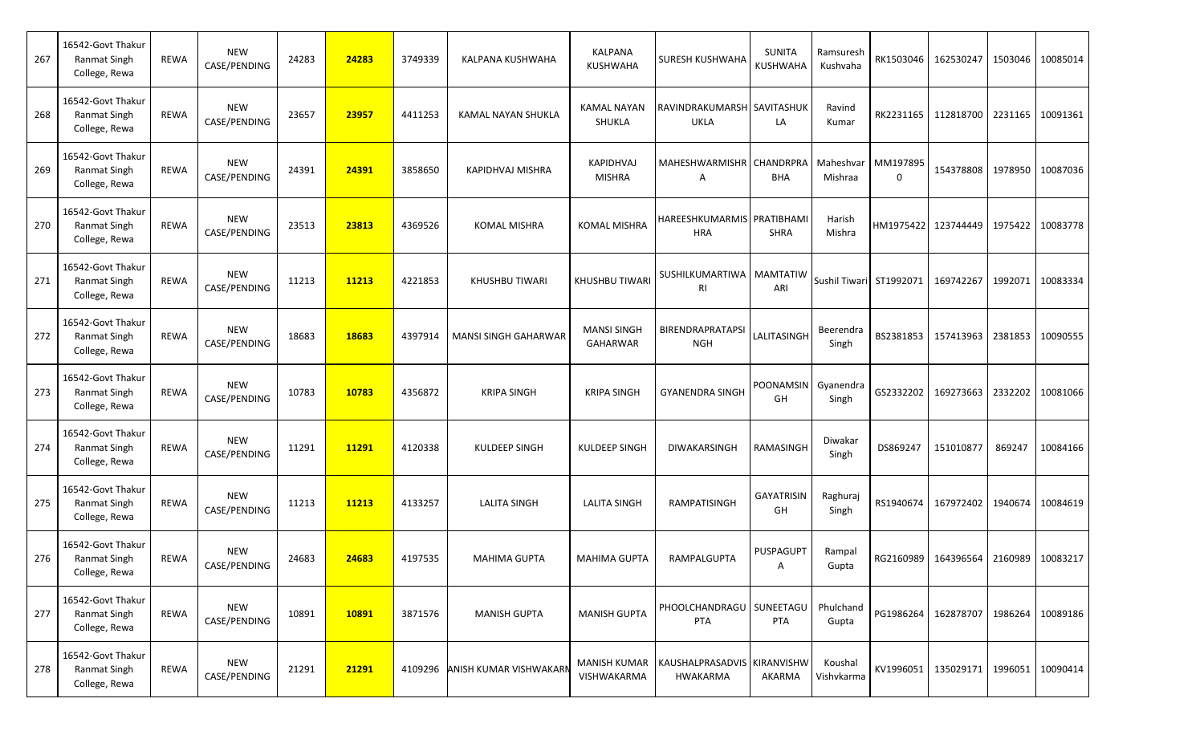| 267 | 16542-Govt Thakur Ranmat Singh College, Rewa | REWA | NEW CASE/PENDING | 24283 | **24283** | 3749339 | KALPANA KUSHWAHA | KALPANA KUSHWAHA | SURESH KUSHWAHA | SUNITA KUSHWAHA | Ramsuresh Kushvaha | RK1503046 | 162530247 | 1503046 | 10085014 |
|---|---|---|---|---|---|---|---|---|---|---|---|---|---|---|---|
| 268 | 16542-Govt Thakur Ranmat Singh College, Rewa | REWA | NEW CASE/PENDING | 23657 | **23957** | 4411253 | KAMAL NAYAN SHUKLA | KAMAL NAYAN SHUKLA | RAVINDRAKUMARSH UKLA | SAVITASHUK LA | Ravind Kumar | RK2231165 | 112818700 | 2231165 | 10091361 |
| 269 | 16542-Govt Thakur Ranmat Singh College, Rewa | REWA | NEW CASE/PENDING | 24391 | **24391** | 3858650 | KAPIDHVAJ MISHRA | KAPIDHVAJ MISHRA | MAHESHWARMISHR A | CHANDRPRA BHA | Maheshvar Mishraa | MM197895 0 | 154378808 | 1978950 | 10087036 |
| 270 | 16542-Govt Thakur Ranmat Singh College, Rewa | REWA | NEW CASE/PENDING | 23513 | **23813** | 4369526 | KOMAL MISHRA | KOMAL MISHRA | HAREESHKUMARMIS HRA | PRATIBHAMI SHRA | Harish Mishra | HM1975422 | 123744449 | 1975422 | 10083778 |
| 271 | 16542-Govt Thakur Ranmat Singh College, Rewa | REWA | NEW CASE/PENDING | 11213 | **11213** | 4221853 | KHUSHBU TIWARI | KHUSHBU TIWARI | SUSHILKUMARTIWA RI | MAMTATIW ARI | Sushil Tiwari | ST1992071 | 169742267 | 1992071 | 10083334 |
| 272 | 16542-Govt Thakur Ranmat Singh College, Rewa | REWA | NEW CASE/PENDING | 18683 | **18683** | 4397914 | MANSI SINGH GAHARWAR | MANSI SINGH GAHARWAR | BIRENDRAPRATAPSI NGH | LALITASINGH | Beerendra Singh | BS2381853 | 157413963 | 2381853 | 10090555 |
| 273 | 16542-Govt Thakur Ranmat Singh College, Rewa | REWA | NEW CASE/PENDING | 10783 | **10783** | 4356872 | KRIPA SINGH | KRIPA SINGH | GYANENDRA SINGH | POONAMSIN GH | Gyanendra Singh | GS2332202 | 169273663 | 2332202 | 10081066 |
| 274 | 16542-Govt Thakur Ranmat Singh College, Rewa | REWA | NEW CASE/PENDING | 11291 | **11291** | 4120338 | KULDEEP SINGH | KULDEEP SINGH | DIWAKARSINGH | RAMASINGH | Diwakar Singh | DS869247 | 151010877 | 869247 | 10084166 |
| 275 | 16542-Govt Thakur Ranmat Singh College, Rewa | REWA | NEW CASE/PENDING | 11213 | **11213** | 4133257 | LALITA SINGH | LALITA SINGH | RAMPATISINGH | GAYATRISIN GH | Raghuraj Singh | RS1940674 | 167972402 | 1940674 | 10084619 |
| 276 | 16542-Govt Thakur Ranmat Singh College, Rewa | REWA | NEW CASE/PENDING | 24683 | **24683** | 4197535 | MAHIMA GUPTA | MAHIMA GUPTA | RAMPALGUPTA | PUSPAGUPT A | Rampal Gupta | RG2160989 | 164396564 | 2160989 | 10083217 |
| 277 | 16542-Govt Thakur Ranmat Singh College, Rewa | REWA | NEW CASE/PENDING | 10891 | **10891** | 3871576 | MANISH GUPTA | MANISH GUPTA | PHOOLCHANDRAGU PTA | SUNEETAGU PTA | Phulchand Gupta | PG1986264 | 162878707 | 1986264 | 10089186 |
| 278 | 16542-Govt Thakur Ranmat Singh College, Rewa | REWA | NEW CASE/PENDING | 21291 | **21291** | 4109296 | ANISH KUMAR VISHWAKARN | MANISH KUMAR VISHWAKARMA | KAUSHALPRASADVIS HWAKARMA | KIRANVISHW AKARMA | Koushal Vishvkarma | KV1996051 | 135029171 | 1996051 | 10090414 |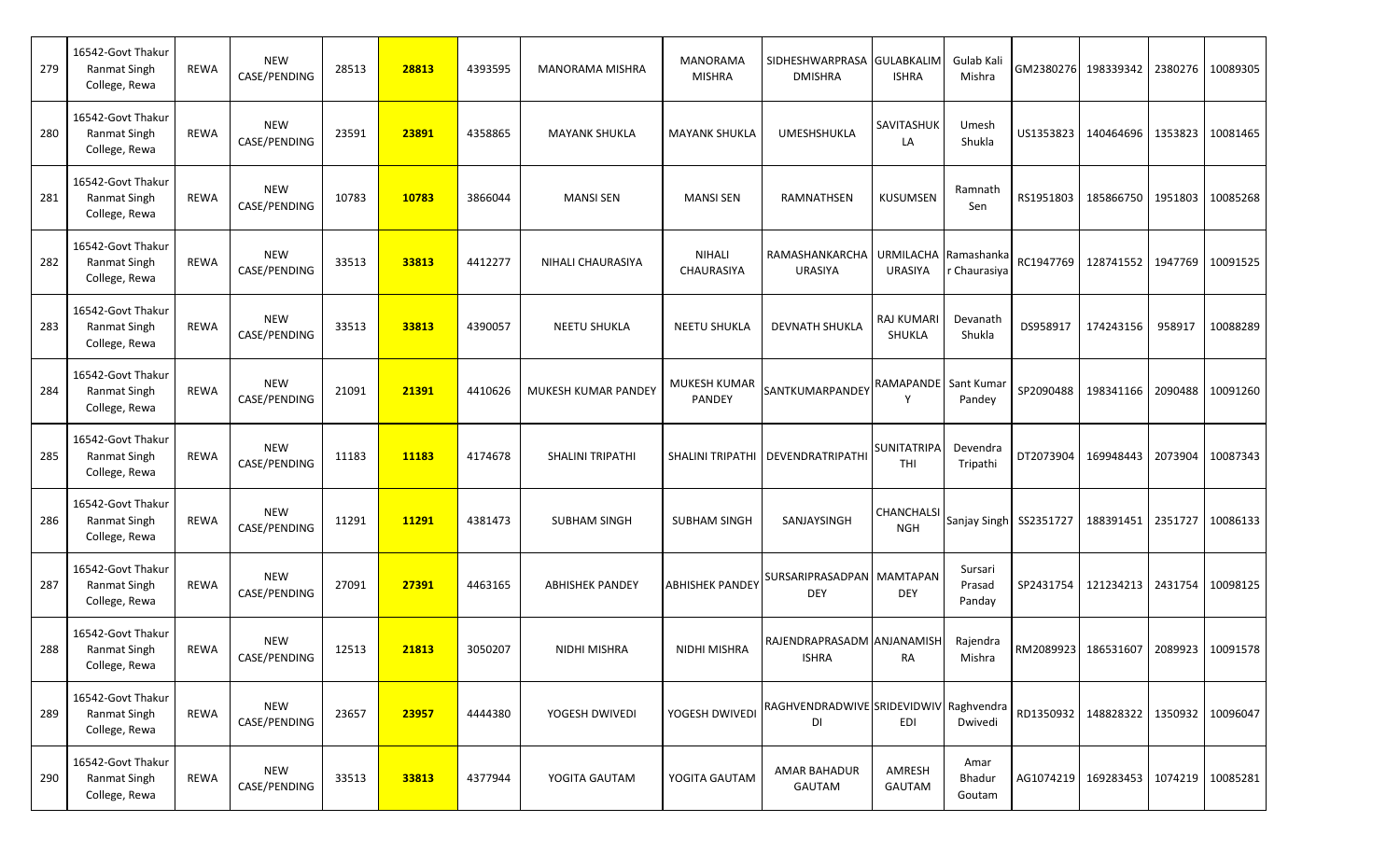| 279 | 16542-Govt Thakur Ranmat Singh College, Rewa | REWA | NEW CASE/PENDING | 28513 | **28813** | 4393595 | MANORAMA MISHRA | MANORAMA MISHRA | SIDHESHWARPRASA DMISHRA | GULABKALIM ISHRA | Gulab Kali Mishra | GM2380276 | 198339342 | 2380276 | 10089305 |
|---|---|---|---|---|---|---|---|---|---|---|---|---|---|---|---|
| 280 | 16542-Govt Thakur Ranmat Singh College, Rewa | REWA | NEW CASE/PENDING | 23591 | **23891** | 4358865 | MAYANK SHUKLA | MAYANK SHUKLA | UMESHSHUKLA | SAVITASHUK LA | Umesh Shukla | US1353823 | 140464696 | 1353823 | 10081465 |
| 281 | 16542-Govt Thakur Ranmat Singh College, Rewa | REWA | NEW CASE/PENDING | 10783 | **10783** | 3866044 | MANSI SEN | MANSI SEN | RAMNATHSEN | KUSUMSEN | Ramnath Sen | RS1951803 | 185866750 | 1951803 | 10085268 |
| 282 | 16542-Govt Thakur Ranmat Singh College, Rewa | REWA | NEW CASE/PENDING | 33513 | **33813** | 4412277 | NIHALI CHAURASIYA | NIHALI CHAURASIYA | RAMASHANKARCHA URASIYA | URMILACHA URASIYA | Ramashanka r Chaurasiya | RC1947769 | 128741552 | 1947769 | 10091525 |
| 283 | 16542-Govt Thakur Ranmat Singh College, Rewa | REWA | NEW CASE/PENDING | 33513 | **33813** | 4390057 | NEETU SHUKLA | NEETU SHUKLA | DEVNATH SHUKLA | RAJ KUMARI SHUKLA | Devanath Shukla | DS958917 | 174243156 | 958917 | 10088289 |
| 284 | 16542-Govt Thakur Ranmat Singh College, Rewa | REWA | NEW CASE/PENDING | 21091 | **21391** | 4410626 | MUKESH KUMAR PANDEY | MUKESH KUMAR PANDEY | SANTKUMARPANDEY | RAMAPANDE Y | Sant Kumar Pandey | SP2090488 | 198341166 | 2090488 | 10091260 |
| 285 | 16542-Govt Thakur Ranmat Singh College, Rewa | REWA | NEW CASE/PENDING | 11183 | **11183** | 4174678 | SHALINI TRIPATHI | SHALINI TRIPATHI | DEVENDRATRIPATHI | SUNITATRIPA THI | Devendra Tripathi | DT2073904 | 169948443 | 2073904 | 10087343 |
| 286 | 16542-Govt Thakur Ranmat Singh College, Rewa | REWA | NEW CASE/PENDING | 11291 | **11291** | 4381473 | SUBHAM SINGH | SUBHAM SINGH | SANJAYSINGH | CHANCHALSI NGH | Sanjay Singh | SS2351727 | 188391451 | 2351727 | 10086133 |
| 287 | 16542-Govt Thakur Ranmat Singh College, Rewa | REWA | NEW CASE/PENDING | 27091 | **27391** | 4463165 | ABHISHEK PANDEY | ABHISHEK PANDEY | SURSARIPRASADPAN DEY | MAMTAPAN DEY | Sursari Prasad Panday | SP2431754 | 121234213 | 2431754 | 10098125 |
| 288 | 16542-Govt Thakur Ranmat Singh College, Rewa | REWA | NEW CASE/PENDING | 12513 | **21813** | 3050207 | NIDHI MISHRA | NIDHI MISHRA | RAJENDRAPRASADM ISHRA | ANJANAMISH RA | Rajendra Mishra | RM2089923 | 186531607 | 2089923 | 10091578 |
| 289 | 16542-Govt Thakur Ranmat Singh College, Rewa | REWA | NEW CASE/PENDING | 23657 | **23957** | 4444380 | YOGESH DWIVEDI | YOGESH DWIVEDI | RAGHVENDRADWIVE DI | SRIDEVIDWIV EDI | Raghvendra Dwivedi | RD1350932 | 148828322 | 1350932 | 10096047 |
| 290 | 16542-Govt Thakur Ranmat Singh College, Rewa | REWA | NEW CASE/PENDING | 33513 | **33813** | 4377944 | YOGITA GAUTAM | YOGITA GAUTAM | AMAR BAHADUR GAUTAM | AMRESH GAUTAM | Amar Bhadur Goutam | AG1074219 | 169283453 | 1074219 | 10085281 |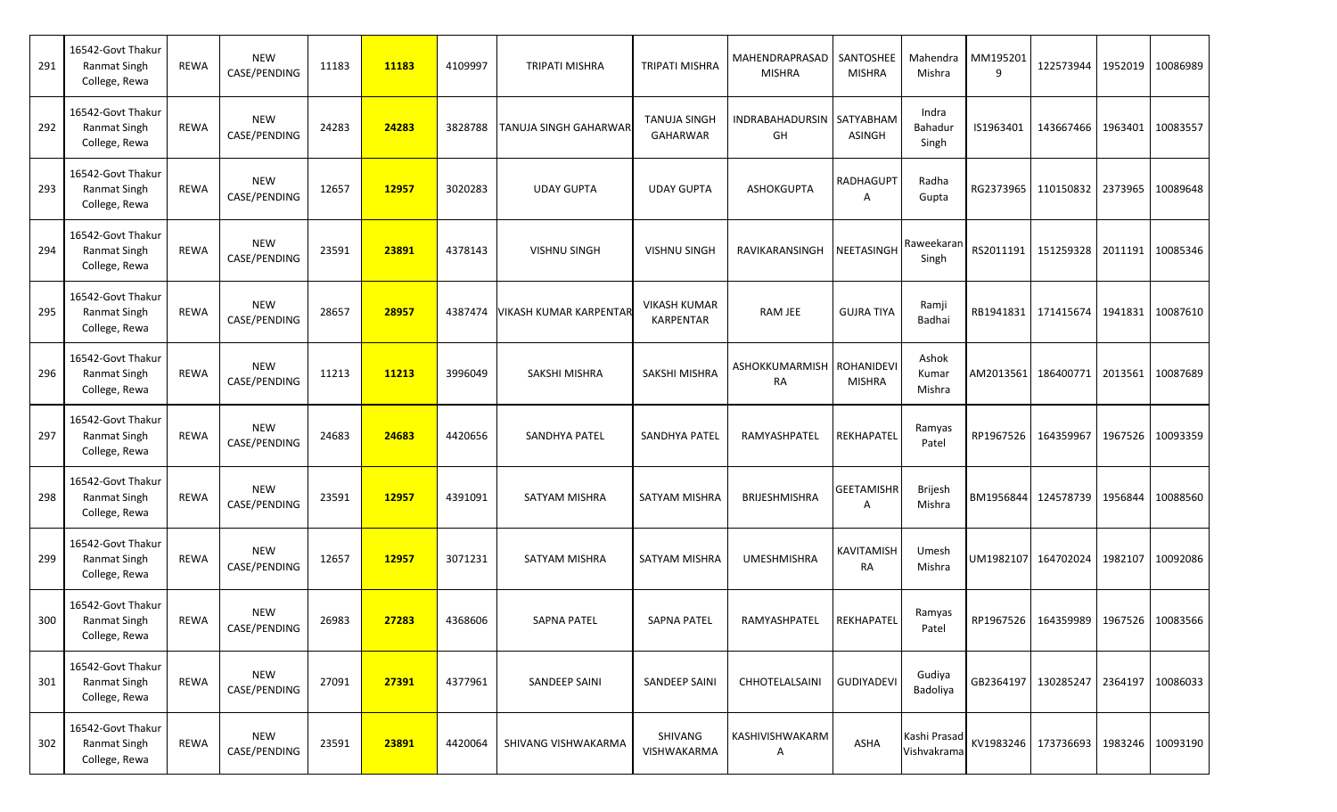| 291 | 16542-Govt Thakur Ranmat Singh College, Rewa | REWA | NEW CASE/PENDING | 11183 | **11183** | 4109997 | TRIPATI MISHRA | TRIPATI MISHRA | MAHENDRAPRASAD MISHRA | SANTOSHEE MISHRA | Mahendra Mishra | MM1952019 | 122573944 | 1952019 | 10086989 |
|---|---|---|---|---|---|---|---|---|---|---|---|---|---|---|---|
| 292 | 16542-Govt Thakur Ranmat Singh College, Rewa | REWA | NEW CASE/PENDING | 24283 | **24283** | 3828788 | TANUJA SINGH GAHARWAR | TANUJA SINGH GAHARWAR | INDRABAHADURSINGH | SATYABHAMASINGH | Indra Bahadur Singh | IS1963401 | 143667466 | 1963401 | 10083557 |
| 293 | 16542-Govt Thakur Ranmat Singh College, Rewa | REWA | NEW CASE/PENDING | 12657 | **12957** | 3020283 | UDAY GUPTA | UDAY GUPTA | ASHOKGUPTA | RADHAGUPTA | Radha Gupta | RG2373965 | 110150832 | 2373965 | 10089648 |
| 294 | 16542-Govt Thakur Ranmat Singh College, Rewa | REWA | NEW CASE/PENDING | 23591 | **23891** | 4378143 | VISHNU SINGH | VISHNU SINGH | RAVIKARANSINGH | NEETASINGH | Raweekaran Singh | RS2011191 | 151259328 | 2011191 | 10085346 |
| 295 | 16542-Govt Thakur Ranmat Singh College, Rewa | REWA | NEW CASE/PENDING | 28657 | **28957** | 4387474 | VIKASH KUMAR KARPENTAR | VIKASH KUMAR KARPENTAR | RAM JEE | GUJRA TIYA | Ramji Badhai | RB1941831 | 171415674 | 1941831 | 10087610 |
| 296 | 16542-Govt Thakur Ranmat Singh College, Rewa | REWA | NEW CASE/PENDING | 11213 | **11213** | 3996049 | SAKSHI MISHRA | SAKSHI MISHRA | ASHOKKUMARMISHRA | ROHANIDEVI MISHRA | Ashok Kumar Mishra | AM2013561 | 186400771 | 2013561 | 10087689 |
| 297 | 16542-Govt Thakur Ranmat Singh College, Rewa | REWA | NEW CASE/PENDING | 24683 | **24683** | 4420656 | SANDHYA PATEL | SANDHYA PATEL | RAMYASHPATEL | REKHAPATEL | Ramyas Patel | RP1967526 | 164359967 | 1967526 | 10093359 |
| 298 | 16542-Govt Thakur Ranmat Singh College, Rewa | REWA | NEW CASE/PENDING | 23591 | **12957** | 4391091 | SATYAM MISHRA | SATYAM MISHRA | BRIJESHMISHRA | GEETAMISHRA | Brijesh Mishra | BM1956844 | 124578739 | 1956844 | 10088560 |
| 299 | 16542-Govt Thakur Ranmat Singh College, Rewa | REWA | NEW CASE/PENDING | 12657 | **12957** | 3071231 | SATYAM MISHRA | SATYAM MISHRA | UMESHMISHRA | KAVITAMISHRA | Umesh Mishra | UM1982107 | 164702024 | 1982107 | 10092086 |
| 300 | 16542-Govt Thakur Ranmat Singh College, Rewa | REWA | NEW CASE/PENDING | 26983 | **27283** | 4368606 | SAPNA PATEL | SAPNA PATEL | RAMYASHPATEL | REKHAPATEL | Ramyas Patel | RP1967526 | 164359989 | 1967526 | 10083566 |
| 301 | 16542-Govt Thakur Ranmat Singh College, Rewa | REWA | NEW CASE/PENDING | 27091 | **27391** | 4377961 | SANDEEP SAINI | SANDEEP SAINI | CHHOTELALSAINI | GUDIYADEVI | Gudiya Badoliya | GB2364197 | 130285247 | 2364197 | 10086033 |
| 302 | 16542-Govt Thakur Ranmat Singh College, Rewa | REWA | NEW CASE/PENDING | 23591 | **23891** | 4420064 | SHIVANG VISHWAKARMA | SHIVANG VISHWAKARMA | KASHIVISHWAKARMA | ASHA | Kashi Prasad Vishvakrama | KV1983246 | 173736693 | 1983246 | 10093190 |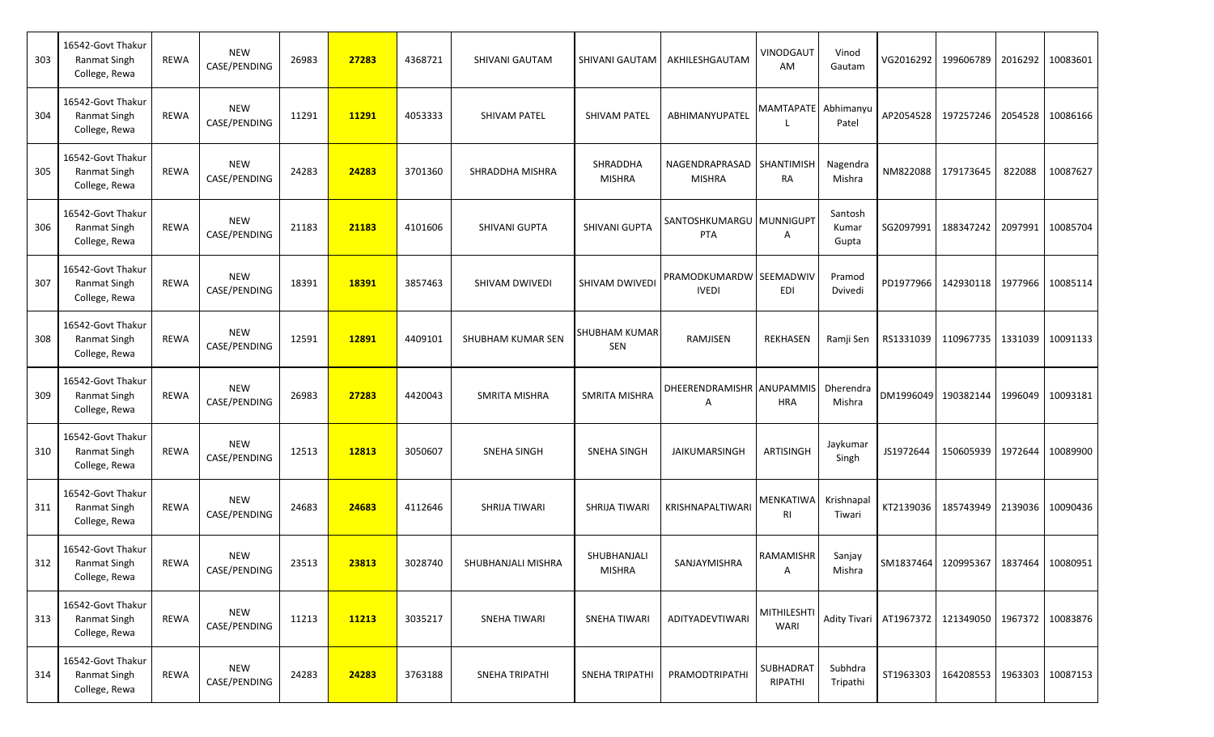| 303 | 16542-Govt Thakur Ranmat Singh College, Rewa | REWA | NEW CASE/PENDING | 26983 | 27283 | 4368721 | SHIVANI GAUTAM | SHIVANI GAUTAM | AKHILESHGAUTAM | VINODGAUTAM | Vinod Gautam | VG2016292 | 199606789 | 2016292 | 10083601 |
|---|---|---|---|---|---|---|---|---|---|---|---|---|---|---|---|
| 304 | 16542-Govt Thakur Ranmat Singh College, Rewa | REWA | NEW CASE/PENDING | 11291 | 11291 | 4053333 | SHIVAM PATEL | SHIVAM PATEL | ABHIMANYUPATEL | MAMTAPATEL | Abhimanyu Patel | AP2054528 | 197257246 | 2054528 | 10086166 |
| 305 | 16542-Govt Thakur Ranmat Singh College, Rewa | REWA | NEW CASE/PENDING | 24283 | 24283 | 3701360 | SHRADDHA MISHRA | SHRADDHA MISHRA | NAGENDRAPRASAD MISHRA | SHANTIMISHRA | Nagendra Mishra | NM822088 | 179173645 | 822088 | 10087627 |
| 306 | 16542-Govt Thakur Ranmat Singh College, Rewa | REWA | NEW CASE/PENDING | 21183 | 21183 | 4101606 | SHIVANI GUPTA | SHIVANI GUPTA | SANTOSHKUMARGUPTA | MUNNIGUPTA | Santosh Kumar Gupta | SG2097991 | 188347242 | 2097991 | 10085704 |
| 307 | 16542-Govt Thakur Ranmat Singh College, Rewa | REWA | NEW CASE/PENDING | 18391 | 18391 | 3857463 | SHIVAM DWIVEDI | SHIVAM DWIVEDI | PRAMODKUMARDWIVEDI | SEEMADWIVEDI | Pramod Dvivedi | PD1977966 | 142930118 | 1977966 | 10085114 |
| 308 | 16542-Govt Thakur Ranmat Singh College, Rewa | REWA | NEW CASE/PENDING | 12591 | 12891 | 4409101 | SHUBHAM KUMAR SEN | SHUBHAM KUMAR SEN | RAMJISEN | REKHASEN | Ramji Sen | RS1331039 | 110967735 | 1331039 | 10091133 |
| 309 | 16542-Govt Thakur Ranmat Singh College, Rewa | REWA | NEW CASE/PENDING | 26983 | 27283 | 4420043 | SMRITA MISHRA | SMRITA MISHRA | DHEERENDRAMISHRA | ANUPAMMISHRA | Dherendra Mishra | DM1996049 | 190382144 | 1996049 | 10093181 |
| 310 | 16542-Govt Thakur Ranmat Singh College, Rewa | REWA | NEW CASE/PENDING | 12513 | 12813 | 3050607 | SNEHA SINGH | SNEHA SINGH | JAIKUMARSINGH | ARTISINGH | Jaykumar Singh | JS1972644 | 150605939 | 1972644 | 10089900 |
| 311 | 16542-Govt Thakur Ranmat Singh College, Rewa | REWA | NEW CASE/PENDING | 24683 | 24683 | 4112646 | SHRIJA TIWARI | SHRIJA TIWARI | KRISHNAPALTIWARI | MENKATIWARI | Krishnapal Tiwari | KT2139036 | 185743949 | 2139036 | 10090436 |
| 312 | 16542-Govt Thakur Ranmat Singh College, Rewa | REWA | NEW CASE/PENDING | 23513 | 23813 | 3028740 | SHUBHANJALI MISHRA | SHUBHANJALI MISHRA | SANJAYMISHRA | RAMAMISHRA | Sanjay Mishra | SM1837464 | 120995367 | 1837464 | 10080951 |
| 313 | 16542-Govt Thakur Ranmat Singh College, Rewa | REWA | NEW CASE/PENDING | 11213 | 11213 | 3035217 | SNEHA TIWARI | SNEHA TIWARI | ADITYADEVTIWARI | MITHILESHTIWARI | Adity Tivari | AT1967372 | 121349050 | 1967372 | 10083876 |
| 314 | 16542-Govt Thakur Ranmat Singh College, Rewa | REWA | NEW CASE/PENDING | 24283 | 24283 | 3763188 | SNEHA TRIPATHI | SNEHA TRIPATHI | PRAMODTRIPATHI | SUBHADRATRIPATHI | Subhdra Tripathi | ST1963303 | 164208553 | 1963303 | 10087153 |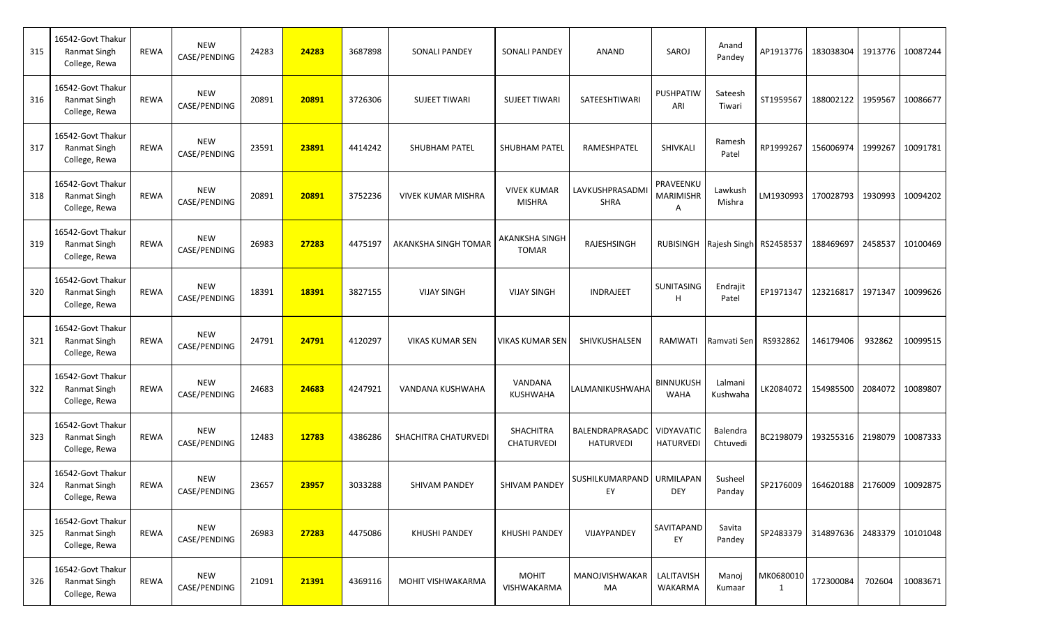| 315 | 16542-Govt Thakur Ranmat Singh College, Rewa | REWA | NEW CASE/PENDING | 24283 | 24283 | 3687898 | SONALI PANDEY | SONALI PANDEY | ANAND | SAROJ | Anand Pandey | AP1913776 | 183038304 | 1913776 | 10087244 |
|---|---|---|---|---|---|---|---|---|---|---|---|---|---|---|---|
| 316 | 16542-Govt Thakur Ranmat Singh College, Rewa | REWA | NEW CASE/PENDING | 20891 | 20891 | 3726306 | SUJEET TIWARI | SUJEET TIWARI | SATEESHTIWARI | PUSHPATIWARI | Sateesh Tiwari | ST1959567 | 188002122 | 1959567 | 10086677 |
| 317 | 16542-Govt Thakur Ranmat Singh College, Rewa | REWA | NEW CASE/PENDING | 23591 | 23891 | 4414242 | SHUBHAM PATEL | SHUBHAM PATEL | RAMESHPATEL | SHIVKALI | Ramesh Patel | RP1999267 | 156006974 | 1999267 | 10091781 |
| 318 | 16542-Govt Thakur Ranmat Singh College, Rewa | REWA | NEW CASE/PENDING | 20891 | 20891 | 3752236 | VIVEK KUMAR MISHRA | VIVEK KUMAR MISHRA | LAVKUSHPRASADMISHRA | PRAVEENKUMARIMISHRA | Lawkush Mishra | LM1930993 | 170028793 | 1930993 | 10094202 |
| 319 | 16542-Govt Thakur Ranmat Singh College, Rewa | REWA | NEW CASE/PENDING | 26983 | 27283 | 4475197 | AKANKSHA SINGH TOMAR | AKANKSHA SINGH TOMAR | RAJESHSINGH | RUBISINGH | Rajesh Singh | RS2458537 | 188469697 | 2458537 | 10100469 |
| 320 | 16542-Govt Thakur Ranmat Singh College, Rewa | REWA | NEW CASE/PENDING | 18391 | 18391 | 3827155 | VIJAY SINGH | VIJAY SINGH | INDRAJEET | SUNITASINGH | Endrajit Patel | EP1971347 | 123216817 | 1971347 | 10099626 |
| 321 | 16542-Govt Thakur Ranmat Singh College, Rewa | REWA | NEW CASE/PENDING | 24791 | 24791 | 4120297 | VIKAS KUMAR SEN | VIKAS KUMAR SEN | SHIVKUSHALSEN | RAMWATI | Ramvati Sen | RS932862 | 146179406 | 932862 | 10099515 |
| 322 | 16542-Govt Thakur Ranmat Singh College, Rewa | REWA | NEW CASE/PENDING | 24683 | 24683 | 4247921 | VANDANA KUSHWAHA | VANDANA KUSHWAHA | LALMANIKUSHWAHA | BINNUKUSHWAHA | Lalmani Kushwaha | LK2084072 | 154985500 | 2084072 | 10089807 |
| 323 | 16542-Govt Thakur Ranmat Singh College, Rewa | REWA | NEW CASE/PENDING | 12483 | 12783 | 4386286 | SHACHITRA CHATURVEDI | SHACHITRA CHATURVEDI | BALENDRAPRASADCHATURVEDI | VIDYAVATICHATURVEDI | Balendra Chtuvedi | BC2198079 | 193255316 | 2198079 | 10087333 |
| 324 | 16542-Govt Thakur Ranmat Singh College, Rewa | REWA | NEW CASE/PENDING | 23657 | 23957 | 3033288 | SHIVAM PANDEY | SHIVAM PANDEY | SUSHILKUMARPANDEY | URMILAPANDEY | Susheel Panday | SP2176009 | 164620188 | 2176009 | 10092875 |
| 325 | 16542-Govt Thakur Ranmat Singh College, Rewa | REWA | NEW CASE/PENDING | 26983 | 27283 | 4475086 | KHUSHI PANDEY | KHUSHI PANDEY | VIJAYPANDEY | SAVITAPANDEY | Savita Pandey | SP2483379 | 314897636 | 2483379 | 10101048 |
| 326 | 16542-Govt Thakur Ranmat Singh College, Rewa | REWA | NEW CASE/PENDING | 21091 | 21391 | 4369116 | MOHIT VISHWAKARMA | MOHIT VISHWAKARMA | MANOJVISHWAKARMA | LALITAVISHWAKARMA | Manoj Kumaar | MK06800101 | 172300084 | 702604 | 10083671 |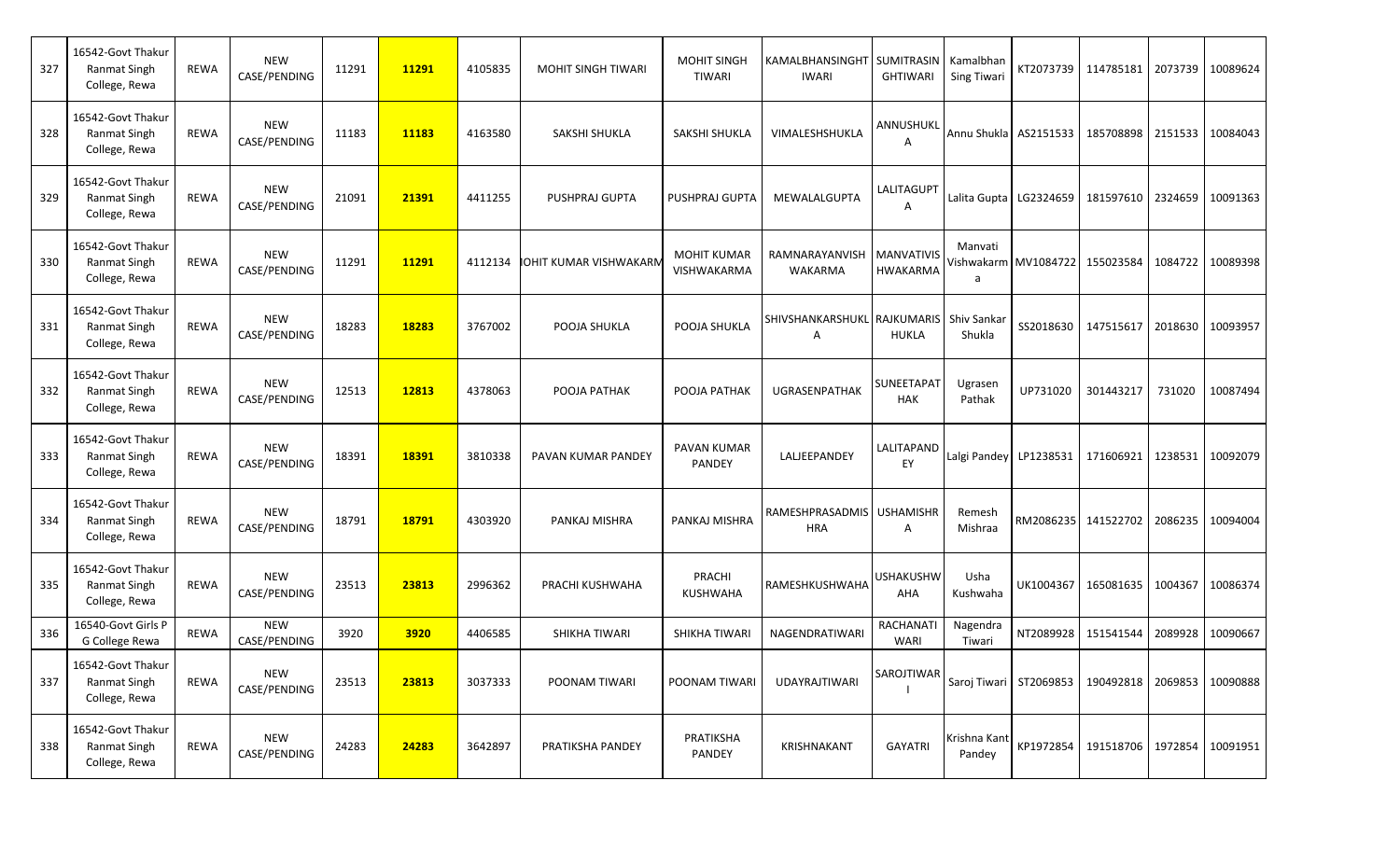| 327 | 16542-Govt Thakur Ranmat Singh College, Rewa | REWA | NEW CASE/PENDING | 11291 | 11291 | 4105835 | MOHIT SINGH TIWARI | MOHIT SINGH TIWARI | KAMALBHANSINGHT IWARI | SUMITRASIN GHTIWARI | Kamalbhan Sing Tiwari | KT2073739 | 114785181 | 2073739 | 10089624 |
|---|---|---|---|---|---|---|---|---|---|---|---|---|---|---|---|
| 328 | 16542-Govt Thakur Ranmat Singh College, Rewa | REWA | NEW CASE/PENDING | 11183 | 11183 | 4163580 | SAKSHI SHUKLA | SAKSHI SHUKLA | VIMALESHSHUKLA | ANNUSHUKL A | Annu Shukla | AS2151533 | 185708898 | 2151533 | 10084043 |
| 329 | 16542-Govt Thakur Ranmat Singh College, Rewa | REWA | NEW CASE/PENDING | 21091 | 21391 | 4411255 | PUSHPRAJ GUPTA | PUSHPRAJ GUPTA | MEWALALGUPTA | LALITAGUPT A | Lalita Gupta | LG2324659 | 181597610 | 2324659 | 10091363 |
| 330 | 16542-Govt Thakur Ranmat Singh College, Rewa | REWA | NEW CASE/PENDING | 11291 | 11291 | 4112134 | IOHIT KUMAR VISHWAKARM | MOHIT KUMAR VISHWAKARMA | RAMNARAYANVISH WAKARMA | MANVATIVIS HWAKARMA | Manvati Vishwakarm a | MV1084722 | 155023584 | 1084722 | 10089398 |
| 331 | 16542-Govt Thakur Ranmat Singh College, Rewa | REWA | NEW CASE/PENDING | 18283 | 18283 | 3767002 | POOJA SHUKLA | POOJA SHUKLA | SHIVSHANKARSHUKL A | RAJKUMARIS HUKLA | Shiv Sankar Shukla | SS2018630 | 147515617 | 2018630 | 10093957 |
| 332 | 16542-Govt Thakur Ranmat Singh College, Rewa | REWA | NEW CASE/PENDING | 12513 | 12813 | 4378063 | POOJA PATHAK | POOJA PATHAK | UGRASENPATHAK | SUNEETAPAT HAK | Ugrasen Pathak | UP731020 | 301443217 | 731020 | 10087494 |
| 333 | 16542-Govt Thakur Ranmat Singh College, Rewa | REWA | NEW CASE/PENDING | 18391 | 18391 | 3810338 | PAVAN KUMAR PANDEY | PAVAN KUMAR PANDEY | LALJEEPANDEY | LALITAPAND EY | Lalgi Pandey | LP1238531 | 171606921 | 1238531 | 10092079 |
| 334 | 16542-Govt Thakur Ranmat Singh College, Rewa | REWA | NEW CASE/PENDING | 18791 | 18791 | 4303920 | PANKAJ MISHRA | PANKAJ MISHRA | RAMESHPRASADMIS HRA | USHAMISHR A | Remesh Mishraa | RM2086235 | 141522702 | 2086235 | 10094004 |
| 335 | 16542-Govt Thakur Ranmat Singh College, Rewa | REWA | NEW CASE/PENDING | 23513 | 23813 | 2996362 | PRACHI KUSHWAHA | PRACHI KUSHWAHA | RAMESHKUSHWAHA | USHAKUSHW AHA | Usha Kushwaha | UK1004367 | 165081635 | 1004367 | 10086374 |
| 336 | 16540-Govt Girls P G College Rewa | REWA | NEW CASE/PENDING | 3920 | 3920 | 4406585 | SHIKHA TIWARI | SHIKHA TIWARI | NAGENDRATIWARI | RACHANATI WARI | Nagendra Tiwari | NT2089928 | 151541544 | 2089928 | 10090667 |
| 337 | 16542-Govt Thakur Ranmat Singh College, Rewa | REWA | NEW CASE/PENDING | 23513 | 23813 | 3037333 | POONAM TIWARI | POONAM TIWARI | UDAYRAJTIWARI | SAROJTIWAR I | Saroj Tiwari | ST2069853 | 190492818 | 2069853 | 10090888 |
| 338 | 16542-Govt Thakur Ranmat Singh College, Rewa | REWA | NEW CASE/PENDING | 24283 | 24283 | 3642897 | PRATIKSHA PANDEY | PRATIKSHA PANDEY | KRISHNAKANT | GAYATRI | Krishna Kant Pandey | KP1972854 | 191518706 | 1972854 | 10091951 |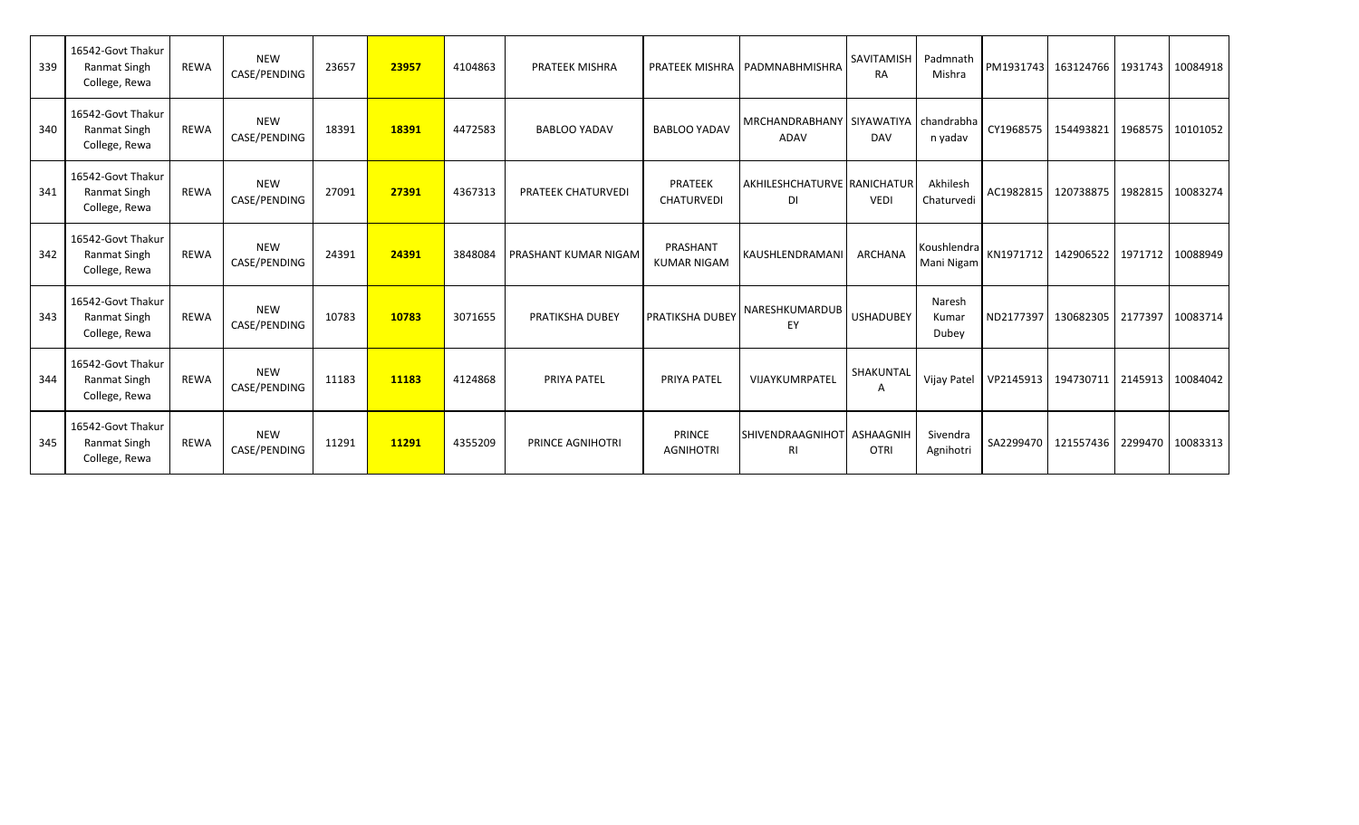| 339 | 16542-Govt Thakur Ranmat Singh College, Rewa | REWA | NEW CASE/PENDING | 23657 | 23957 | 4104863 | PRATEEK MISHRA | PRATEEK MISHRA | PADMNABHMISHRA | SAVITAMISHRA | Padmnath Mishra | PM1931743 | 163124766 | 1931743 | 10084918 |
|---|---|---|---|---|---|---|---|---|---|---|---|---|---|---|---|
| 340 | 16542-Govt Thakur Ranmat Singh College, Rewa | REWA | NEW CASE/PENDING | 18391 | 18391 | 4472583 | BABLOO YADAV | BABLOO YADAV | MRCHANDRABHANYADAV | SIYAWATIYADAV | chandrabhan yadav | CY1968575 | 154493821 | 1968575 | 10101052 |
| 341 | 16542-Govt Thakur Ranmat Singh College, Rewa | REWA | NEW CASE/PENDING | 27091 | 27391 | 4367313 | PRATEEK CHATURVEDI | PRATEEK CHATURVEDI | AKHILESHCHATURVEDI | RANICHATURVEDI | Akhilesh Chaturvedi | AC1982815 | 120738875 | 1982815 | 10083274 |
| 342 | 16542-Govt Thakur Ranmat Singh College, Rewa | REWA | NEW CASE/PENDING | 24391 | 24391 | 3848084 | PRASHANT KUMAR NIGAM | PRASHANT KUMAR NIGAM | KAUSHLENDRAMANI | ARCHANA | Koushlendra Mani Nigam | KN1971712 | 142906522 | 1971712 | 10088949 |
| 343 | 16542-Govt Thakur Ranmat Singh College, Rewa | REWA | NEW CASE/PENDING | 10783 | 10783 | 3071655 | PRATIKSHA DUBEY | PRATIKSHA DUBEY | NARESHKUMARDUBEY | USHADUBEY | Naresh Kumar Dubey | ND2177397 | 130682305 | 2177397 | 10083714 |
| 344 | 16542-Govt Thakur Ranmat Singh College, Rewa | REWA | NEW CASE/PENDING | 11183 | 11183 | 4124868 | PRIYA PATEL | PRIYA PATEL | VIJAYKUMRPATEL | SHAKUNTALA | Vijay Patel | VP2145913 | 194730711 | 2145913 | 10084042 |
| 345 | 16542-Govt Thakur Ranmat Singh College, Rewa | REWA | NEW CASE/PENDING | 11291 | 11291 | 4355209 | PRINCE AGNIHOTRI | PRINCE AGNIHOTRI | SHIVENDRAAGNIHOTRI | ASHAAGNIHOTRI | Sivendra Agnihotri | SA2299470 | 121557436 | 2299470 | 10083313 |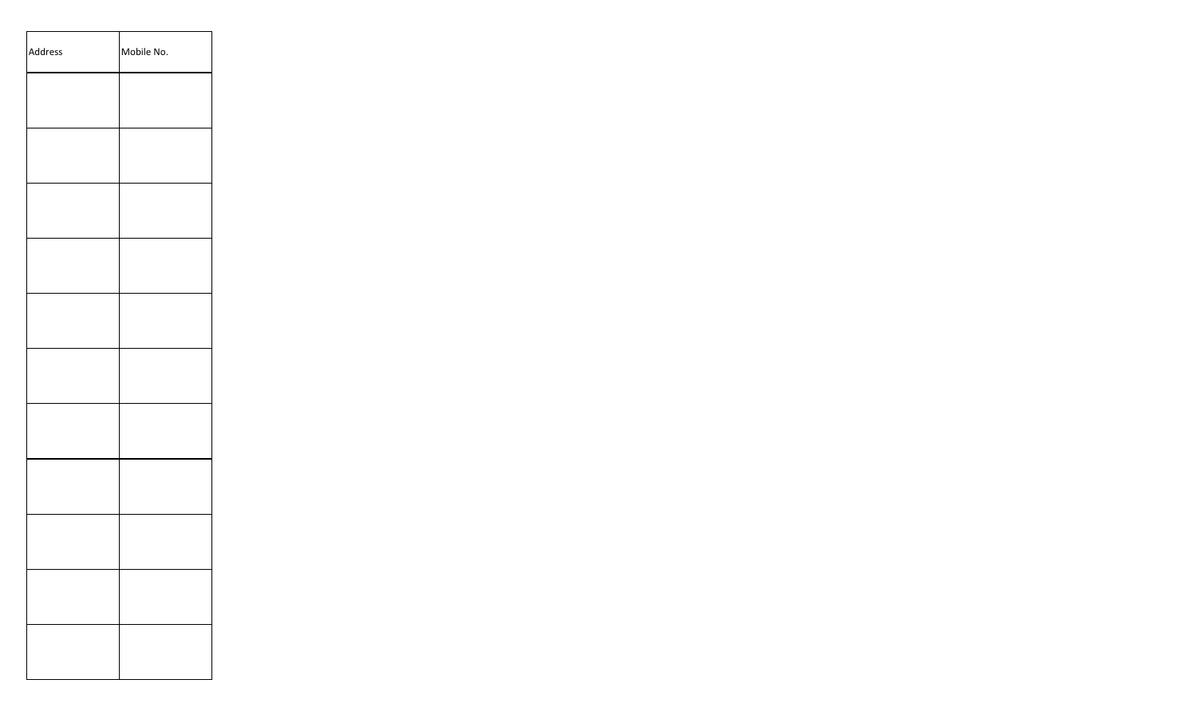| Address | Mobile No. |
| --- | --- |
| | |
| | |
| | |
| | |
| | |
| | |
| | |
| | |
| | |
| | |
| | |